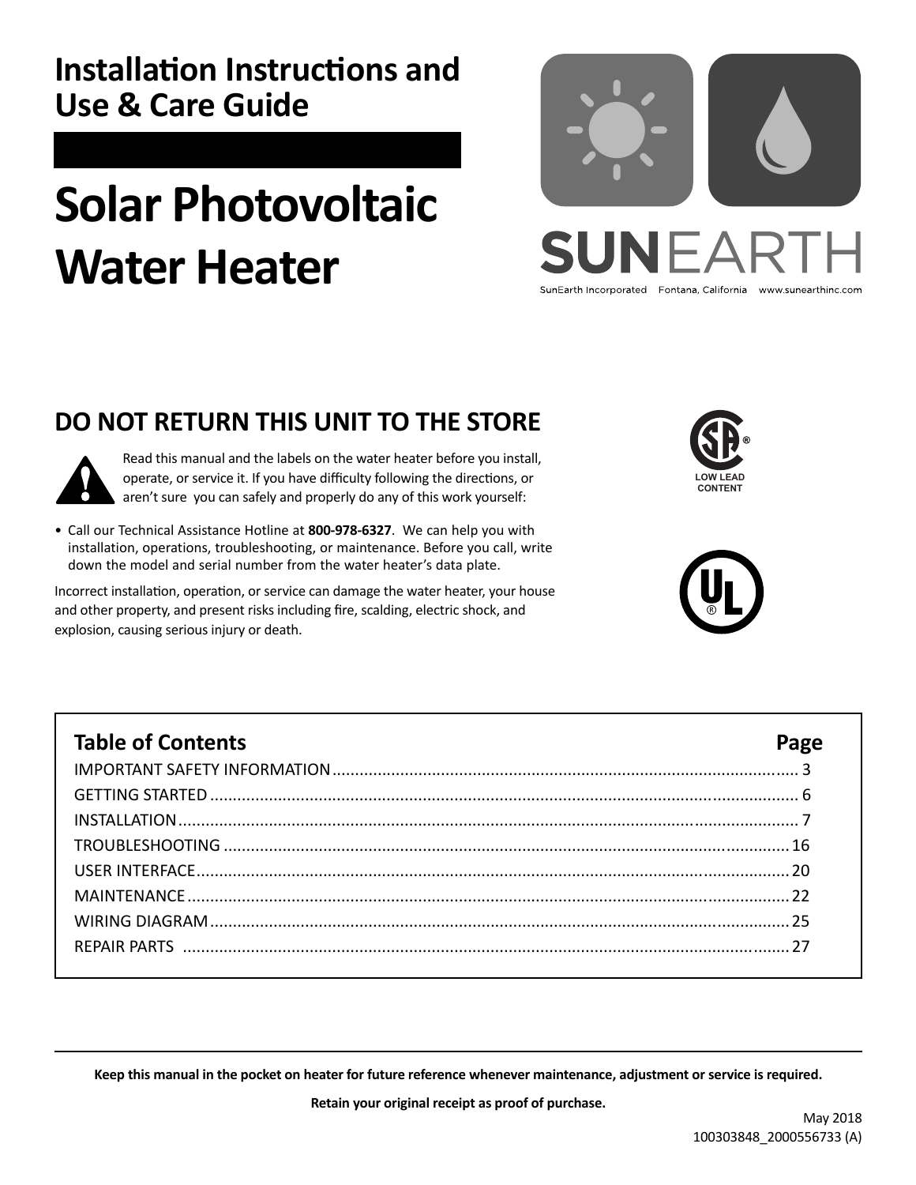# Installation Instructions and Use & Care Guide

# Solar Photovoltaic Water Heater

SUNEARTH

SunEarth Incorporated Fontana, California www.sunearthinc.com

## DO NOT RETURN THIS UNIT TO THE STORE

Read this manual and the labels on the water heater before you install, operate, or service it. If you have difficulty following the directions, or aren't sure you can safely and properly do any of this work yourself:

- Call our Technical Assistance Hotline at **800-978-6327**. We can help you with installation, operations, troubleshooting, or maintenance. Before you call, write down the model and serial number from the water heater's data plate.

Incorrect installation, operation, or service can damage the water heater, your house and other property, and present risks including fire, scalding, electric shock, and explosion, causing serious injury or death.

LOW LEAD CONTENT

| Table of Contents | Page |
| --- | --- |
| IMPORTANT SAFETY INFORMATION | 3 |
| GETTING STARTED | 6 |
| INSTALLATION | 7 |
| TROUBLESHOOTING | 16 |
| USER INTERFACE | 20 |
| MAINTENANCE | 22 |
| WIRING DIAGRAM | 25 |
| REPAIR PARTS | 27 |

**Keep this manual in the pocket on heater for future reference whenever maintenance, adjustment or service is required.**

**Retain your original receipt as proof of purchase.**

May 2018
100303848_2000556733 (A)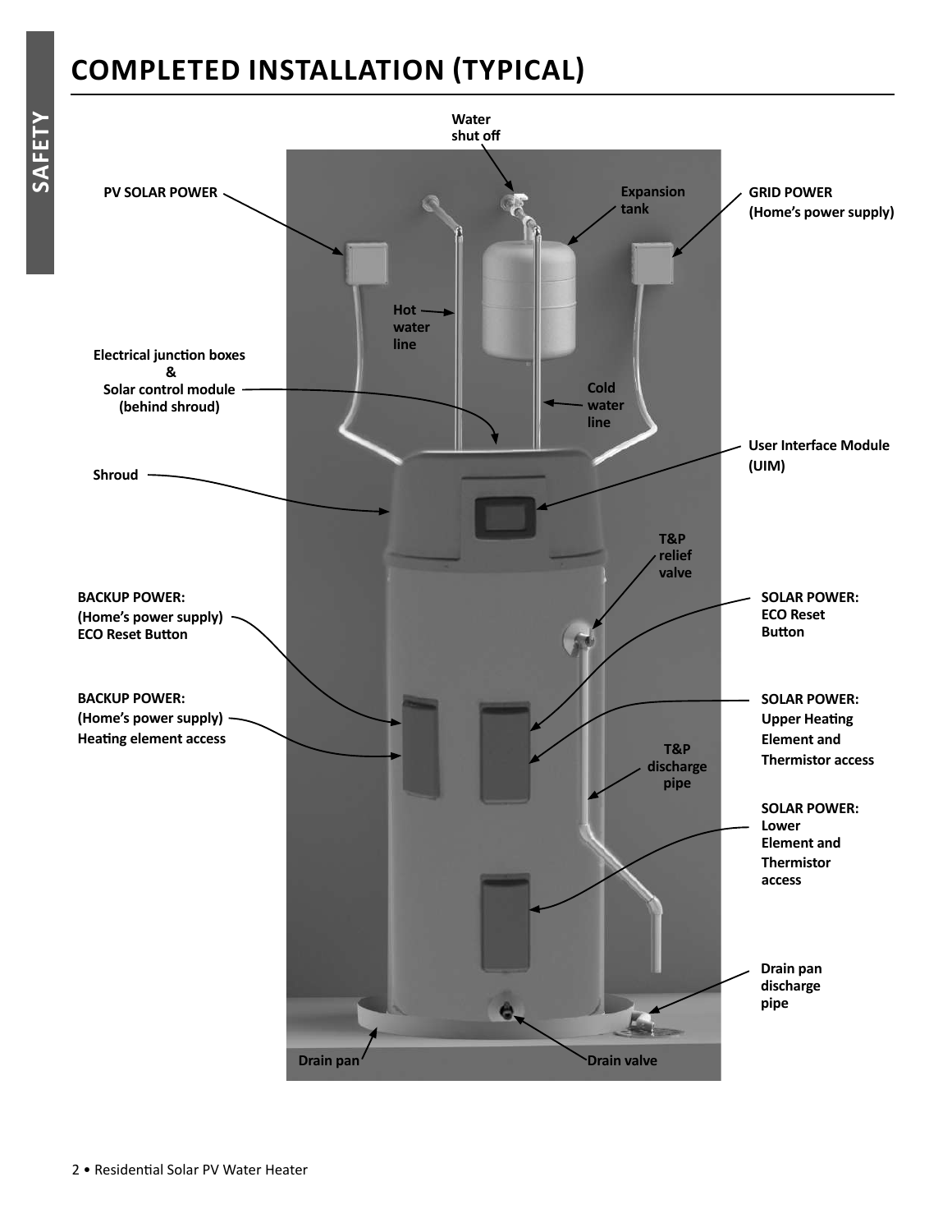# COMPLETED INSTALLATION (TYPICAL)

Water shut off

PV SOLAR POWER

Expansion tank

GRID POWER
(Home's power supply)

Hot water line

Electrical junction boxes
&
Solar control module
(behind shroud)

Cold water line

User Interface Module (UIM)

Shroud

T&P relief valve

BACKUP POWER:
(Home's power supply)
ECO Reset Button

SOLAR POWER:
ECO Reset Button

BACKUP POWER:
(Home's power supply)
Heating element access

SOLAR POWER:
Upper Heating Element and Thermistor access

T&P discharge pipe

SOLAR POWER:
Lower Element and Thermistor access

Drain pan discharge pipe

Drain pan

Drain valve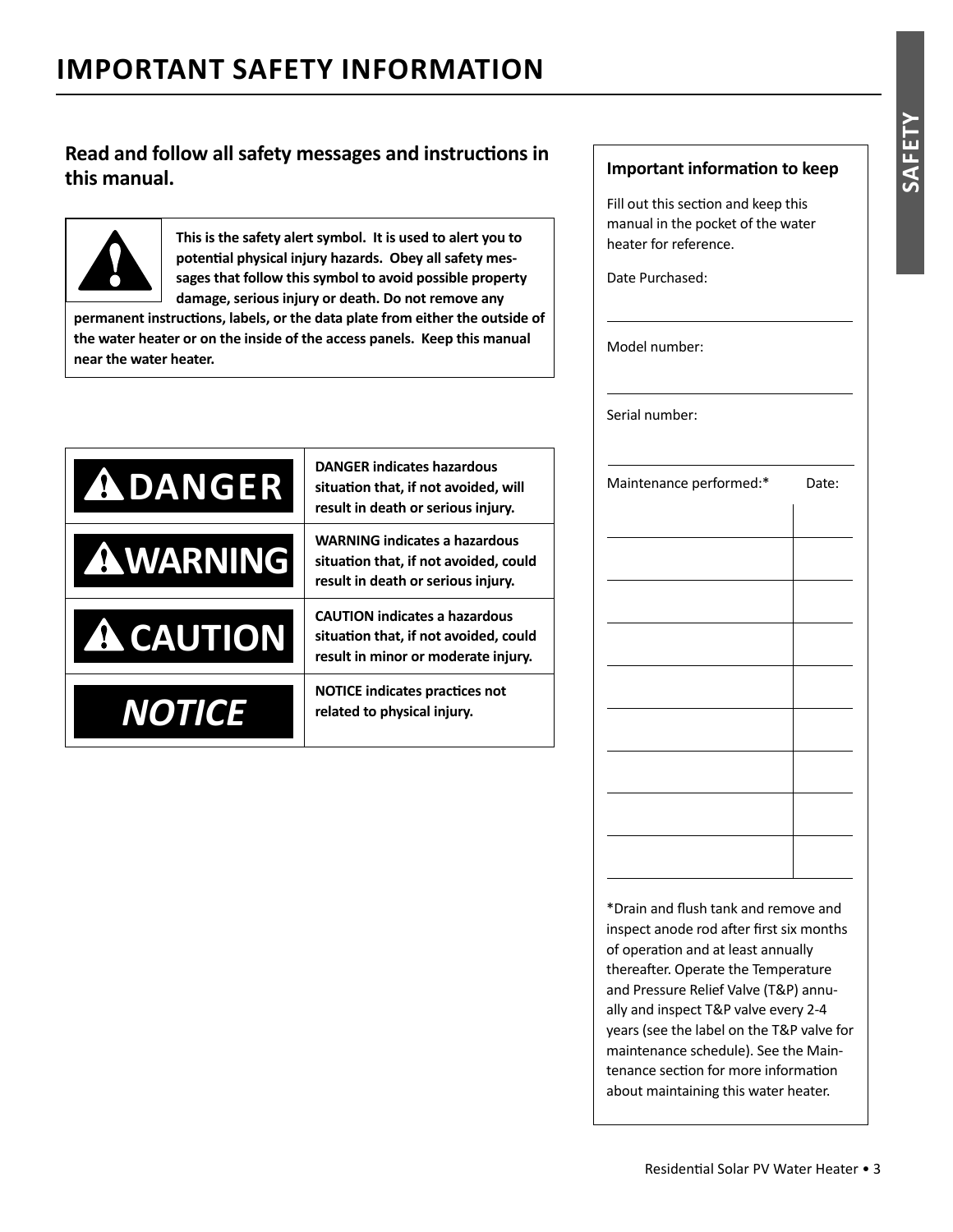# IMPORTANT SAFETY INFORMATION

**Read and follow all safety messages and instructions in this manual.**

**This is the safety alert symbol. It is used to alert you to potential physical injury hazards. Obey all safety messages that follow this symbol to avoid possible property damage, serious injury or death. Do not remove any permanent instructions, labels, or the data plate from either the outside of the water heater or on the inside of the access panels. Keep this manual near the water heater.**

| | |
|---|---|
| **DANGER** | **DANGER indicates hazardous situation that, if not avoided, will result in death or serious injury.** |
| **WARNING** | **WARNING indicates a hazardous situation that, if not avoided, could result in death or serious injury.** |
| **CAUTION** | **CAUTION indicates a hazardous situation that, if not avoided, could result in minor or moderate injury.** |
| ***NOTICE*** | **NOTICE indicates practices not related to physical injury.** |

**Important information to keep**

Fill out this section and keep this manual in the pocket of the water heater for reference.

Date Purchased: ______________________

Model number: ______________________

Serial number: ______________________

| Maintenance performed:* | Date: |
|---|---|
| | |
| | |
| | |
| | |
| | |
| | |
| | |
| | |
| | |

*Drain and flush tank and remove and inspect anode rod after first six months of operation and at least annually thereafter. Operate the Temperature and Pressure Relief Valve (T&P) annually and inspect T&P valve every 2-4 years (see the label on the T&P valve for maintenance schedule). See the Maintenance section for more information about maintaining this water heater.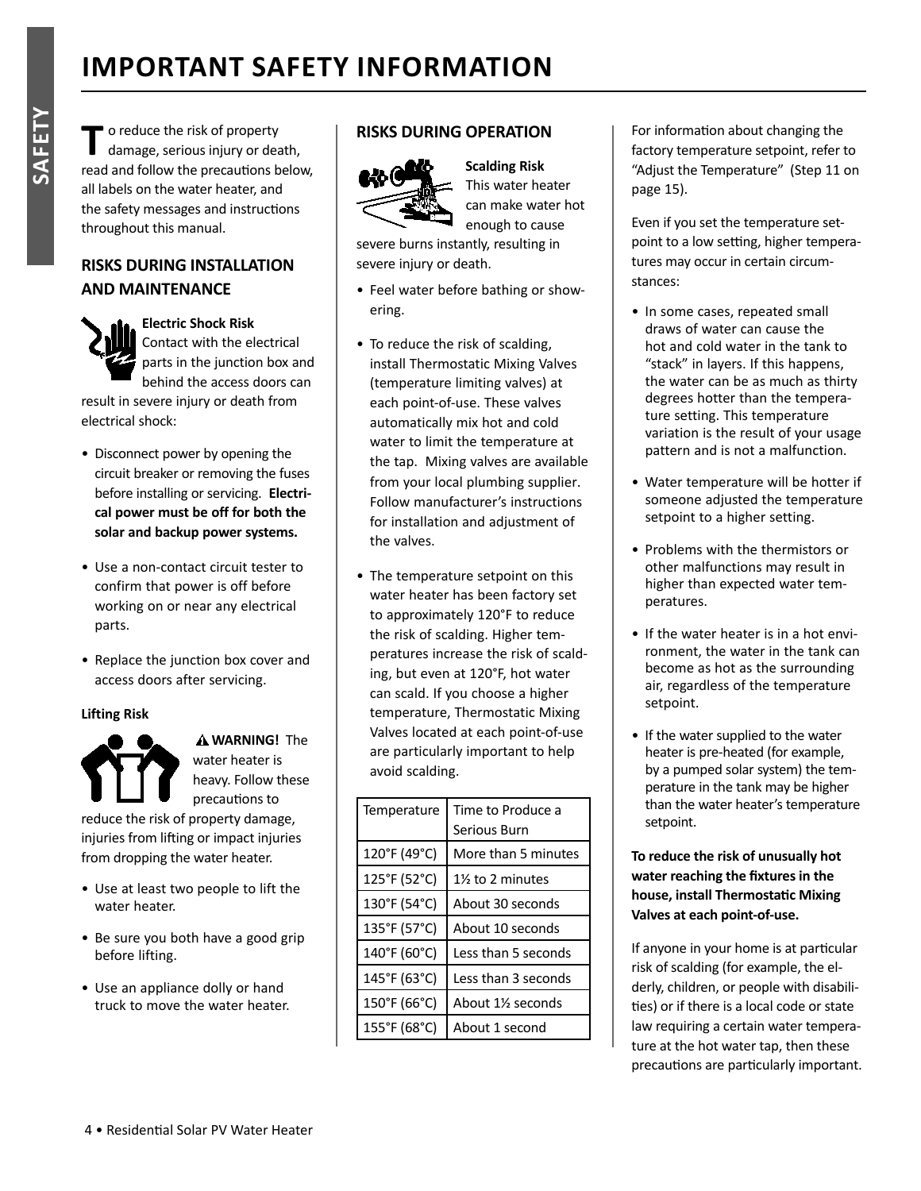# IMPORTANT SAFETY INFORMATION

To reduce the risk of property damage, serious injury or death, read and follow the precautions below, all labels on the water heater, and the safety messages and instructions throughout this manual.

## RISKS DURING INSTALLATION AND MAINTENANCE

**Electric Shock Risk**
Contact with the electrical parts in the junction box and behind the access doors can result in severe injury or death from electrical shock:

- Disconnect power by opening the circuit breaker or removing the fuses before installing or servicing. **Electrical power must be off for both the solar and backup power systems.**
- Use a non-contact circuit tester to confirm that power is off before working on or near any electrical parts.
- Replace the junction box cover and access doors after servicing.

**Lifting Risk**

⚠ **WARNING!** The water heater is heavy. Follow these precautions to reduce the risk of property damage, injuries from lifting or impact injuries from dropping the water heater.

- Use at least two people to lift the water heater.
- Be sure you both have a good grip before lifting.
- Use an appliance dolly or hand truck to move the water heater.

## RISKS DURING OPERATION

**Scalding Risk**
This water heater can make water hot enough to cause severe burns instantly, resulting in severe injury or death.

- Feel water before bathing or showering.
- To reduce the risk of scalding, install Thermostatic Mixing Valves (temperature limiting valves) at each point-of-use. These valves automatically mix hot and cold water to limit the temperature at the tap. Mixing valves are available from your local plumbing supplier. Follow manufacturer's instructions for installation and adjustment of the valves.
- The temperature setpoint on this water heater has been factory set to approximately 120°F to reduce the risk of scalding. Higher temperatures increase the risk of scalding, but even at 120°F, hot water can scald. If you choose a higher temperature, Thermostatic Mixing Valves located at each point-of-use are particularly important to help avoid scalding.

| Temperature | Time to Produce a Serious Burn |
|---|---|
| 120°F (49°C) | More than 5 minutes |
| 125°F (52°C) | 1½ to 2 minutes |
| 130°F (54°C) | About 30 seconds |
| 135°F (57°C) | About 10 seconds |
| 140°F (60°C) | Less than 5 seconds |
| 145°F (63°C) | Less than 3 seconds |
| 150°F (66°C) | About 1½ seconds |
| 155°F (68°C) | About 1 second |

For information about changing the factory temperature setpoint, refer to "Adjust the Temperature" (Step 11 on page 15).

Even if you set the temperature setpoint to a low setting, higher temperatures may occur in certain circumstances:

- In some cases, repeated small draws of water can cause the hot and cold water in the tank to "stack" in layers. If this happens, the water can be as much as thirty degrees hotter than the temperature setting. This temperature variation is the result of your usage pattern and is not a malfunction.
- Water temperature will be hotter if someone adjusted the temperature setpoint to a higher setting.
- Problems with the thermistors or other malfunctions may result in higher than expected water temperatures.
- If the water heater is in a hot environment, the water in the tank can become as hot as the surrounding air, regardless of the temperature setpoint.
- If the water supplied to the water heater is pre-heated (for example, by a pumped solar system) the temperature in the tank may be higher than the water heater's temperature setpoint.

**To reduce the risk of unusually hot water reaching the fixtures in the house, install Thermostatic Mixing Valves at each point-of-use.**

If anyone in your home is at particular risk of scalding (for example, the elderly, children, or people with disabilities) or if there is a local code or state law requiring a certain water temperature at the hot water tap, then these precautions are particularly important.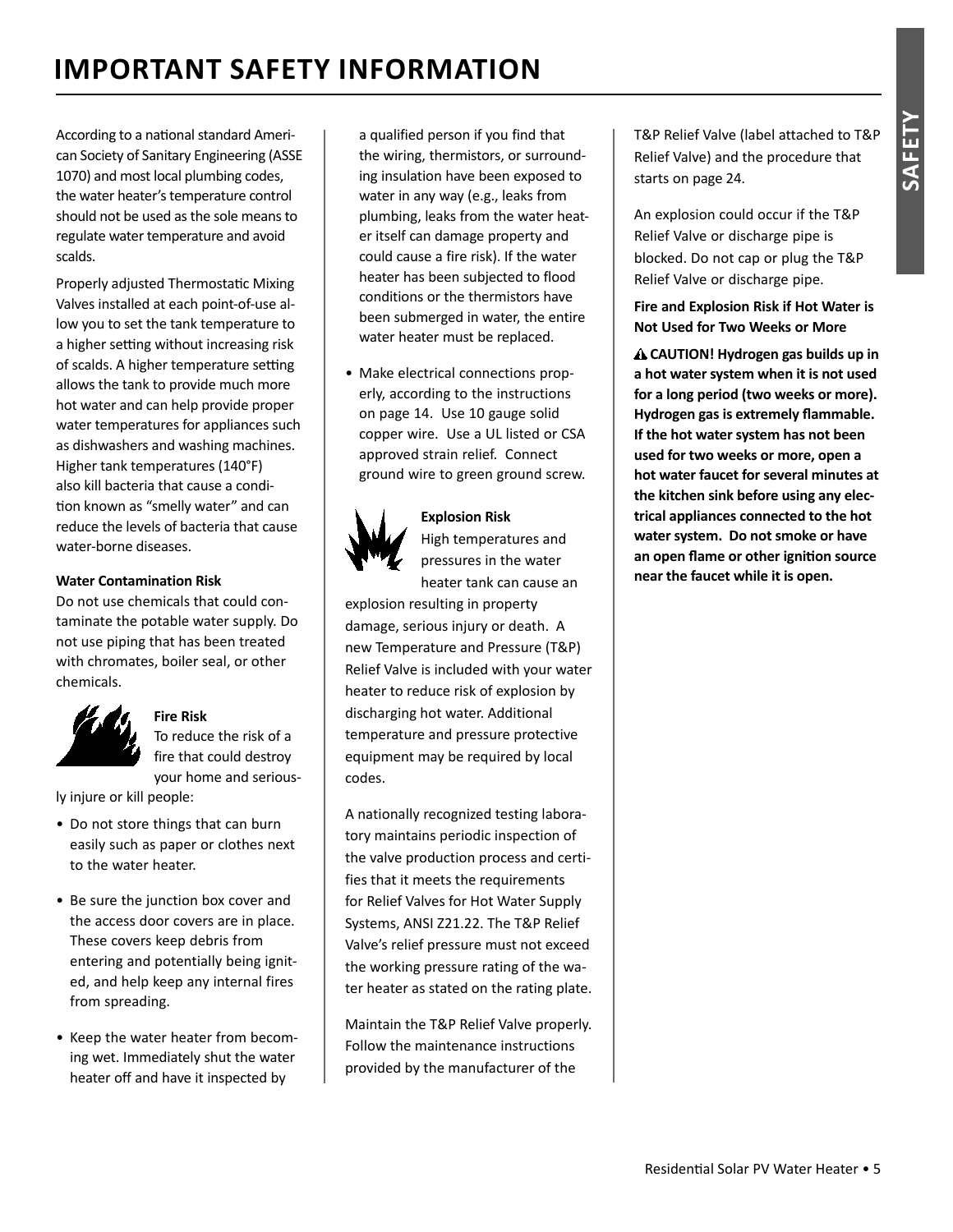# IMPORTANT SAFETY INFORMATION

According to a national standard American Society of Sanitary Engineering (ASSE 1070) and most local plumbing codes, the water heater's temperature control should not be used as the sole means to regulate water temperature and avoid scalds.

Properly adjusted Thermostatic Mixing Valves installed at each point-of-use allow you to set the tank temperature to a higher setting without increasing risk of scalds. A higher temperature setting allows the tank to provide much more hot water and can help provide proper water temperatures for appliances such as dishwashers and washing machines. Higher tank temperatures (140°F) also kill bacteria that cause a condition known as "smelly water" and can reduce the levels of bacteria that cause water-borne diseases.

**Water Contamination Risk**

Do not use chemicals that could contaminate the potable water supply. Do not use piping that has been treated with chromates, boiler seal, or other chemicals.

**Fire Risk**

To reduce the risk of a fire that could destroy your home and seriously injure or kill people:

- Do not store things that can burn easily such as paper or clothes next to the water heater.
- Be sure the junction box cover and the access door covers are in place. These covers keep debris from entering and potentially being ignited, and help keep any internal fires from spreading.
- Keep the water heater from becoming wet. Immediately shut the water heater off and have it inspected by a qualified person if you find that the wiring, thermistors, or surrounding insulation have been exposed to water in any way (e.g., leaks from plumbing, leaks from the water heater itself can damage property and could cause a fire risk). If the water heater has been subjected to flood conditions or the thermistors have been submerged in water, the entire water heater must be replaced.
- Make electrical connections properly, according to the instructions on page 14. Use 10 gauge solid copper wire. Use a UL listed or CSA approved strain relief. Connect ground wire to green ground screw.

**Explosion Risk**

High temperatures and pressures in the water heater tank can cause an explosion resulting in property damage, serious injury or death. A new Temperature and Pressure (T&P) Relief Valve is included with your water heater to reduce risk of explosion by discharging hot water. Additional temperature and pressure protective equipment may be required by local codes.

A nationally recognized testing laboratory maintains periodic inspection of the valve production process and certifies that it meets the requirements for Relief Valves for Hot Water Supply Systems, ANSI Z21.22. The T&P Relief Valve's relief pressure must not exceed the working pressure rating of the water heater as stated on the rating plate.

Maintain the T&P Relief Valve properly. Follow the maintenance instructions provided by the manufacturer of the T&P Relief Valve (label attached to T&P Relief Valve) and the procedure that starts on page 24.

An explosion could occur if the T&P Relief Valve or discharge pipe is blocked. Do not cap or plug the T&P Relief Valve or discharge pipe.

**Fire and Explosion Risk if Hot Water is Not Used for Two Weeks or More**

**⚠ CAUTION! Hydrogen gas builds up in a hot water system when it is not used for a long period (two weeks or more). Hydrogen gas is extremely flammable. If the hot water system has not been used for two weeks or more, open a hot water faucet for several minutes at the kitchen sink before using any electrical appliances connected to the hot water system. Do not smoke or have an open flame or other ignition source near the faucet while it is open.**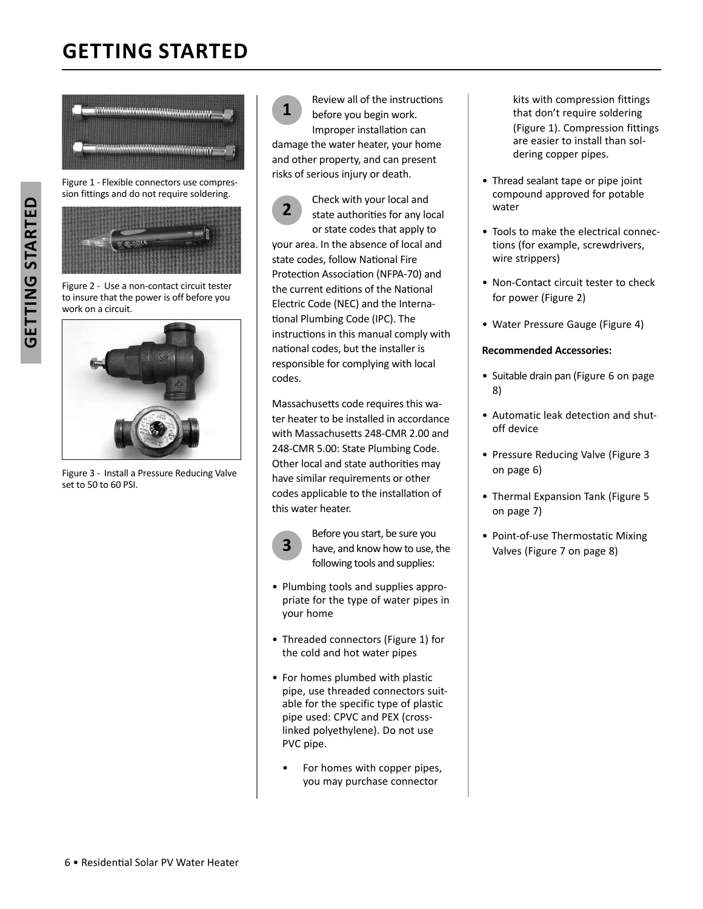# GETTING STARTED

Figure 1 - Flexible connectors use compression fittings and do not require soldering.

Figure 2 - Use a non-contact circuit tester to insure that the power is off before you work on a circuit.

Figure 3 - Install a Pressure Reducing Valve set to 50 to 60 PSI.

**1** Review all of the instructions before you begin work. Improper installation can damage the water heater, your home and other property, and can present risks of serious injury or death.

**2** Check with your local and state authorities for any local or state codes that apply to your area. In the absence of local and state codes, follow National Fire Protection Association (NFPA-70) and the current editions of the National Electric Code (NEC) and the International Plumbing Code (IPC). The instructions in this manual comply with national codes, but the installer is responsible for complying with local codes.

Massachusetts code requires this water heater to be installed in accordance with Massachusetts 248-CMR 2.00 and 248-CMR 5.00: State Plumbing Code. Other local and state authorities may have similar requirements or other codes applicable to the installation of this water heater.

**3** Before you start, be sure you have, and know how to use, the following tools and supplies:

- Plumbing tools and supplies appropriate for the type of water pipes in your home
- Threaded connectors (Figure 1) for the cold and hot water pipes
- For homes plumbed with plastic pipe, use threaded connectors suitable for the specific type of plastic pipe used: CPVC and PEX (cross-linked polyethylene). Do not use PVC pipe.
    - For homes with copper pipes, you may purchase connector kits with compression fittings that don't require soldering (Figure 1). Compression fittings are easier to install than soldering copper pipes.
- Thread sealant tape or pipe joint compound approved for potable water
- Tools to make the electrical connections (for example, screwdrivers, wire strippers)
- Non-Contact circuit tester to check for power (Figure 2)
- Water Pressure Gauge (Figure 4)

**Recommended Accessories:**

- Suitable drain pan (Figure 6 on page 8)
- Automatic leak detection and shut-off device
- Pressure Reducing Valve (Figure 3 on page 6)
- Thermal Expansion Tank (Figure 5 on page 7)
- Point-of-use Thermostatic Mixing Valves (Figure 7 on page 8)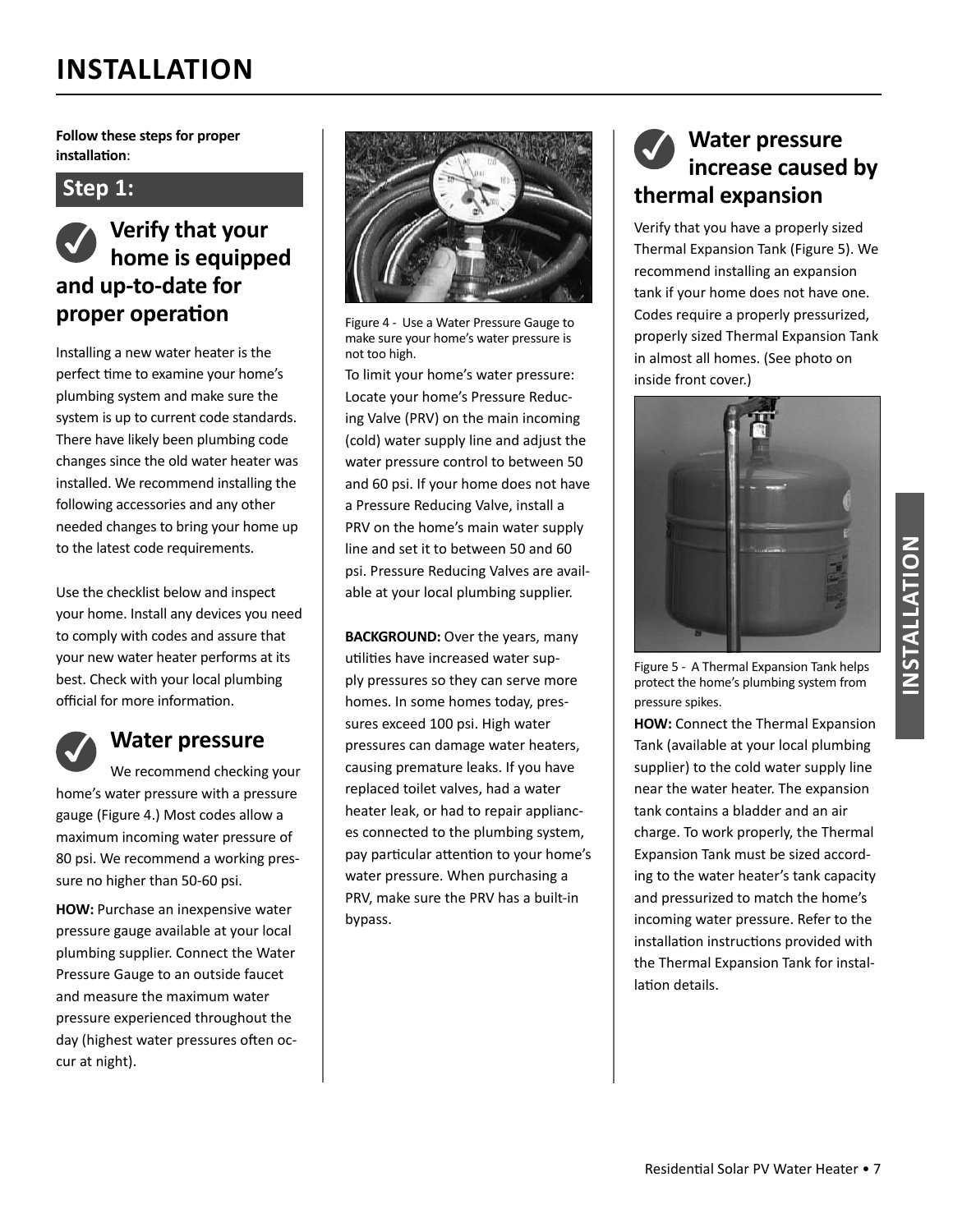# INSTALLATION

**Follow these steps for proper installation**:

## Step 1:

### Verify that your home is equipped and up-to-date for proper operation

Installing a new water heater is the perfect time to examine your home's plumbing system and make sure the system is up to current code standards. There have likely been plumbing code changes since the old water heater was installed. We recommend installing the following accessories and any other needed changes to bring your home up to the latest code requirements.

Use the checklist below and inspect your home. Install any devices you need to comply with codes and assure that your new water heater performs at its best. Check with your local plumbing official for more information.

### Water pressure

We recommend checking your home's water pressure with a pressure gauge (Figure 4.) Most codes allow a maximum incoming water pressure of 80 psi. We recommend a working pressure no higher than 50-60 psi.

**HOW:** Purchase an inexpensive water pressure gauge available at your local plumbing supplier. Connect the Water Pressure Gauge to an outside faucet and measure the maximum water pressure experienced throughout the day (highest water pressures often occur at night).

Figure 4 - Use a Water Pressure Gauge to make sure your home's water pressure is not too high.

To limit your home's water pressure: Locate your home's Pressure Reducing Valve (PRV) on the main incoming (cold) water supply line and adjust the water pressure control to between 50 and 60 psi. If your home does not have a Pressure Reducing Valve, install a PRV on the home's main water supply line and set it to between 50 and 60 psi. Pressure Reducing Valves are available at your local plumbing supplier.

**BACKGROUND:** Over the years, many utilities have increased water supply pressures so they can serve more homes. In some homes today, pressures exceed 100 psi. High water pressures can damage water heaters, causing premature leaks. If you have replaced toilet valves, had a water heater leak, or had to repair appliances connected to the plumbing system, pay particular attention to your home's water pressure. When purchasing a PRV, make sure the PRV has a built-in bypass.

### Water pressure increase caused by thermal expansion

Verify that you have a properly sized Thermal Expansion Tank (Figure 5). We recommend installing an expansion tank if your home does not have one. Codes require a properly pressurized, properly sized Thermal Expansion Tank in almost all homes. (See photo on inside front cover.)

Figure 5 - A Thermal Expansion Tank helps protect the home's plumbing system from pressure spikes.

**HOW:** Connect the Thermal Expansion Tank (available at your local plumbing supplier) to the cold water supply line near the water heater. The expansion tank contains a bladder and an air charge. To work properly, the Thermal Expansion Tank must be sized according to the water heater's tank capacity and pressurized to match the home's incoming water pressure. Refer to the installation instructions provided with the Thermal Expansion Tank for installation details.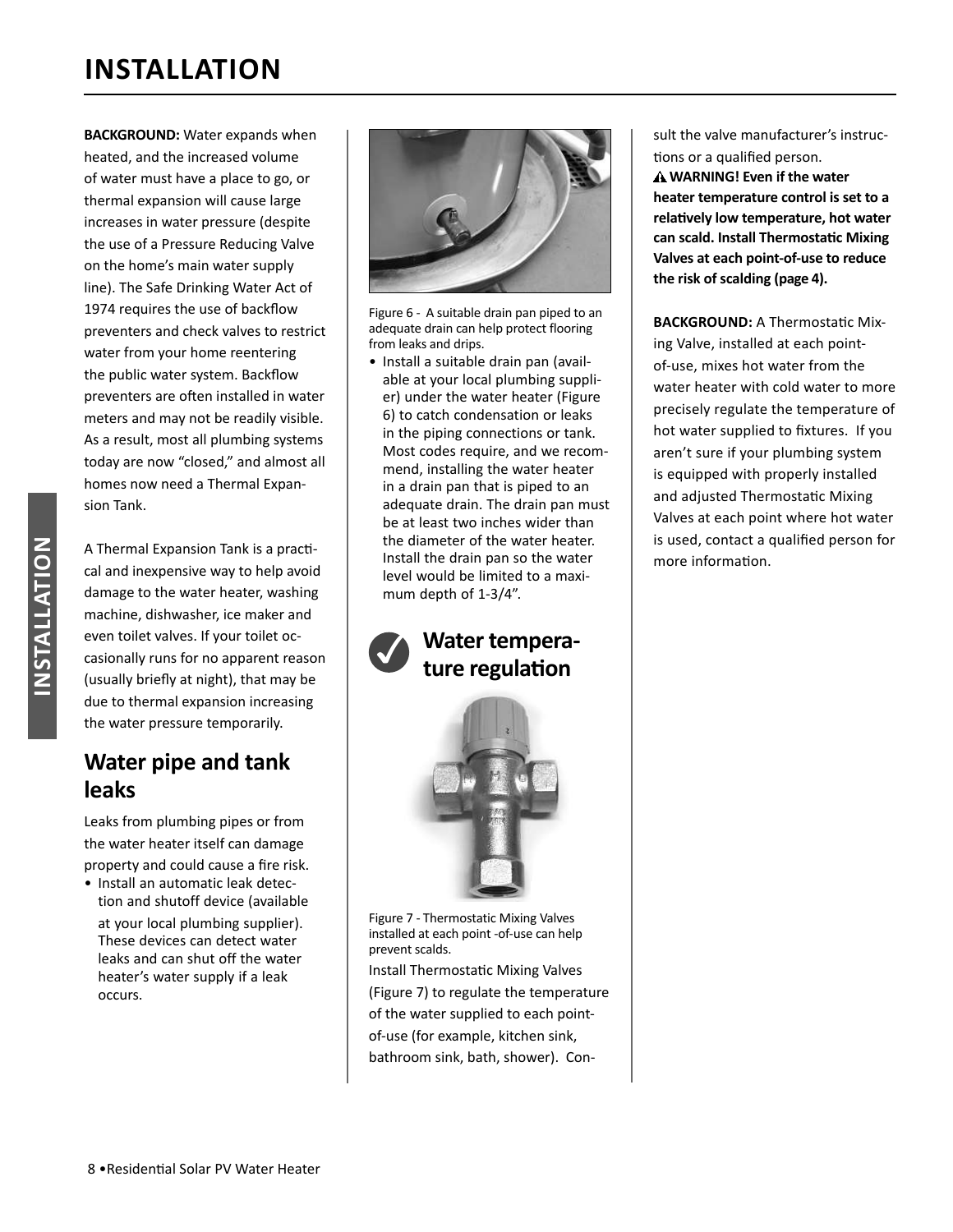# INSTALLATION

**BACKGROUND:** Water expands when heated, and the increased volume of water must have a place to go, or thermal expansion will cause large increases in water pressure (despite the use of a Pressure Reducing Valve on the home's main water supply line). The Safe Drinking Water Act of 1974 requires the use of backflow preventers and check valves to restrict water from your home reentering the public water system. Backflow preventers are often installed in water meters and may not be readily visible. As a result, most all plumbing systems today are now "closed," and almost all homes now need a Thermal Expansion Tank.

A Thermal Expansion Tank is a practical and inexpensive way to help avoid damage to the water heater, washing machine, dishwasher, ice maker and even toilet valves. If your toilet occasionally runs for no apparent reason (usually briefly at night), that may be due to thermal expansion increasing the water pressure temporarily.

## Water pipe and tank leaks

Leaks from plumbing pipes or from the water heater itself can damage property and could cause a fire risk.

- Install an automatic leak detection and shutoff device (available at your local plumbing supplier). These devices can detect water leaks and can shut off the water heater's water supply if a leak occurs.

Figure 6 - A suitable drain pan piped to an adequate drain can help protect flooring from leaks and drips.

- Install a suitable drain pan (available at your local plumbing supplier) under the water heater (Figure 6) to catch condensation or leaks in the piping connections or tank. Most codes require, and we recommend, installing the water heater in a drain pan that is piped to an adequate drain. The drain pan must be at least two inches wider than the diameter of the water heater. Install the drain pan so the water level would be limited to a maximum depth of 1-3/4".

## Water temperature regulation

Figure 7 - Thermostatic Mixing Valves installed at each point -of-use can help prevent scalds.

Install Thermostatic Mixing Valves (Figure 7) to regulate the temperature of the water supplied to each point-of-use (for example, kitchen sink, bathroom sink, bath, shower). Consult the valve manufacturer's instructions or a qualified person.

**⚠ WARNING! Even if the water heater temperature control is set to a relatively low temperature, hot water can scald. Install Thermostatic Mixing Valves at each point-of-use to reduce the risk of scalding (page 4).**

**BACKGROUND:** A Thermostatic Mixing Valve, installed at each point-of-use, mixes hot water from the water heater with cold water to more precisely regulate the temperature of hot water supplied to fixtures. If you aren't sure if your plumbing system is equipped with properly installed and adjusted Thermostatic Mixing Valves at each point where hot water is used, contact a qualified person for more information.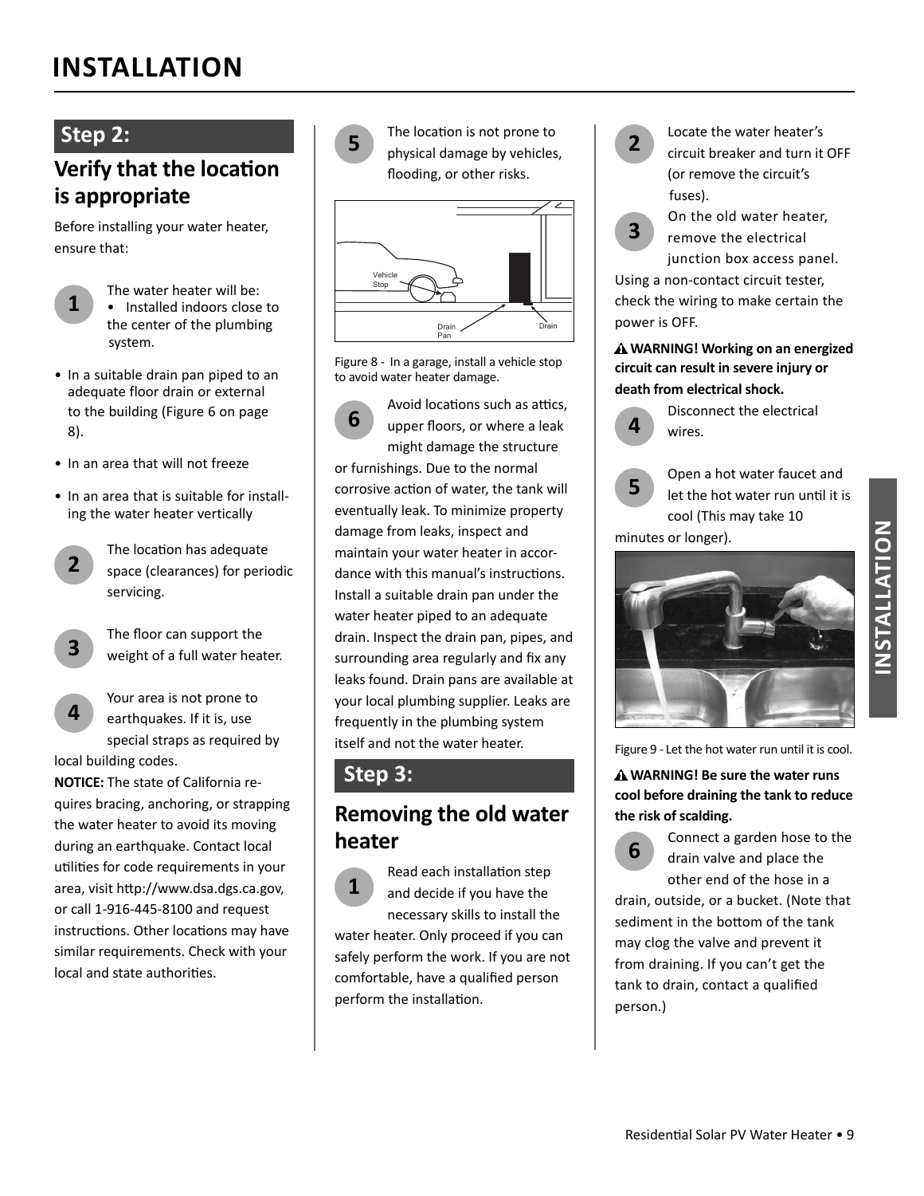# INSTALLATION

## Step 2:

### Verify that the location is appropriate

Before installing your water heater, ensure that:

**1** The water heater will be:

- Installed indoors close to the center of the plumbing system.
- In a suitable drain pan piped to an adequate floor drain or external to the building (Figure 6 on page 8).
- In an area that will not freeze
- In an area that is suitable for installing the water heater vertically

**2** The location has adequate space (clearances) for periodic servicing.

**3** The floor can support the weight of a full water heater.

**4** Your area is not prone to earthquakes. If it is, use special straps as required by local building codes.

**NOTICE:** The state of California requires bracing, anchoring, or strapping the water heater to avoid its moving during an earthquake. Contact local utilities for code requirements in your area, visit http://www.dsa.dgs.ca.gov, or call 1-916-445-8100 and request instructions. Other locations may have similar requirements. Check with your local and state authorities.

**5** The location is not prone to physical damage by vehicles, flooding, or other risks.

Figure 8 - In a garage, install a vehicle stop to avoid water heater damage.

**6** Avoid locations such as attics, upper floors, or where a leak might damage the structure or furnishings. Due to the normal corrosive action of water, the tank will eventually leak. To minimize property damage from leaks, inspect and maintain your water heater in accordance with this manual's instructions. Install a suitable drain pan under the water heater piped to an adequate drain. Inspect the drain pan, pipes, and surrounding area regularly and fix any leaks found. Drain pans are available at your local plumbing supplier. Leaks are frequently in the plumbing system itself and not the water heater.

## Step 3:

### Removing the old water heater

**1** Read each installation step and decide if you have the necessary skills to install the water heater. Only proceed if you can safely perform the work. If you are not comfortable, have a qualified person perform the installation.

**2** Locate the water heater's circuit breaker and turn it OFF (or remove the circuit's fuses).

**3** On the old water heater, remove the electrical junction box access panel. Using a non-contact circuit tester, check the wiring to make certain the power is OFF.

**⚠ WARNING! Working on an energized circuit can result in severe injury or death from electrical shock.**

**4** Disconnect the electrical wires.

**5** Open a hot water faucet and let the hot water run until it is cool (This may take 10 minutes or longer).

Figure 9 - Let the hot water run until it is cool.

**⚠ WARNING! Be sure the water runs cool before draining the tank to reduce the risk of scalding.**

**6** Connect a garden hose to the drain valve and place the other end of the hose in a drain, outside, or a bucket. (Note that sediment in the bottom of the tank may clog the valve and prevent it from draining. If you can't get the tank to drain, contact a qualified person.)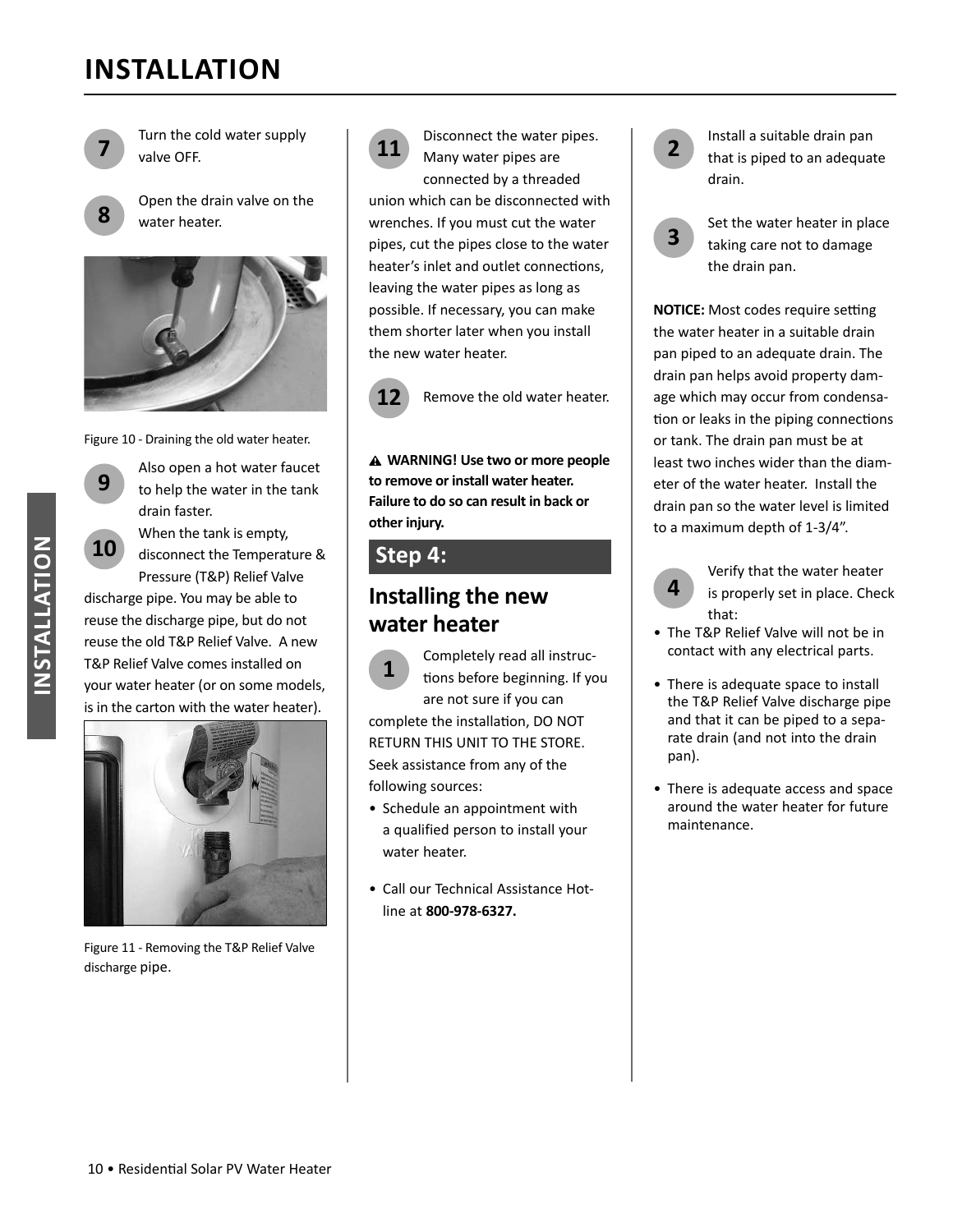# INSTALLATION

**7** Turn the cold water supply valve OFF.

**8** Open the drain valve on the water heater.

Figure 10 - Draining the old water heater.

**9** Also open a hot water faucet to help the water in the tank drain faster.

**10** When the tank is empty, disconnect the Temperature & Pressure (T&P) Relief Valve discharge pipe. You may be able to reuse the discharge pipe, but do not reuse the old T&P Relief Valve. A new T&P Relief Valve comes installed on your water heater (or on some models, is in the carton with the water heater).

Figure 11 - Removing the T&P Relief Valve discharge pipe.

**11** Disconnect the water pipes. Many water pipes are connected by a threaded union which can be disconnected with wrenches. If you must cut the water pipes, cut the pipes close to the water heater's inlet and outlet connections, leaving the water pipes as long as possible. If necessary, you can make them shorter later when you install the new water heater.

**12** Remove the old water heater.

⚠ **WARNING! Use two or more people to remove or install water heater. Failure to do so can result in back or other injury.**

## Step 4:

## Installing the new water heater

**1** Completely read all instructions before beginning. If you are not sure if you can complete the installation, DO NOT RETURN THIS UNIT TO THE STORE. Seek assistance from any of the following sources:

- Schedule an appointment with a qualified person to install your water heater.
- Call our Technical Assistance Hotline at **800-978-6327.**

**2** Install a suitable drain pan that is piped to an adequate drain.

**3** Set the water heater in place taking care not to damage the drain pan.

**NOTICE:** Most codes require setting the water heater in a suitable drain pan piped to an adequate drain. The drain pan helps avoid property damage which may occur from condensation or leaks in the piping connections or tank. The drain pan must be at least two inches wider than the diameter of the water heater. Install the drain pan so the water level is limited to a maximum depth of 1-3/4".

**4** Verify that the water heater is properly set in place. Check that:

- The T&P Relief Valve will not be in contact with any electrical parts.
- There is adequate space to install the T&P Relief Valve discharge pipe and that it can be piped to a separate drain (and not into the drain pan).
- There is adequate access and space around the water heater for future maintenance.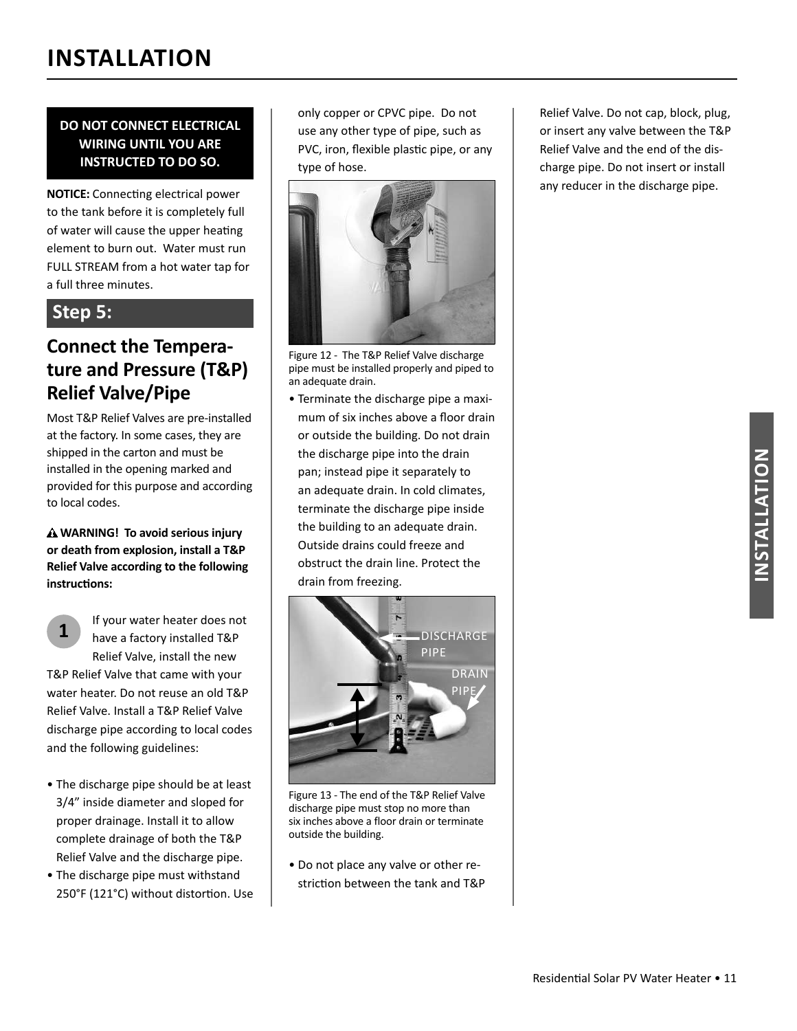# INSTALLATION

**DO NOT CONNECT ELECTRICAL WIRING UNTIL YOU ARE INSTRUCTED TO DO SO.**

**NOTICE:** Connecting electrical power to the tank before it is completely full of water will cause the upper heating element to burn out. Water must run FULL STREAM from a hot water tap for a full three minutes.

## Step 5:

### Connect the Temperature and Pressure (T&P) Relief Valve/Pipe

Most T&P Relief Valves are pre-installed at the factory. In some cases, they are shipped in the carton and must be installed in the opening marked and provided for this purpose and according to local codes.

**⚠ WARNING! To avoid serious injury or death from explosion, install a T&P Relief Valve according to the following instructions:**

**1** If your water heater does not have a factory installed T&P Relief Valve, install the new T&P Relief Valve that came with your water heater. Do not reuse an old T&P Relief Valve. Install a T&P Relief Valve discharge pipe according to local codes and the following guidelines:

- The discharge pipe should be at least 3/4" inside diameter and sloped for proper drainage. Install it to allow complete drainage of both the T&P Relief Valve and the discharge pipe.
- The discharge pipe must withstand 250°F (121°C) without distortion. Use only copper or CPVC pipe. Do not use any other type of pipe, such as PVC, iron, flexible plastic pipe, or any type of hose.

Figure 12 - The T&P Relief Valve discharge pipe must be installed properly and piped to an adequate drain.

- Terminate the discharge pipe a maximum of six inches above a floor drain or outside the building. Do not drain the discharge pipe into the drain pan; instead pipe it separately to an adequate drain. In cold climates, terminate the discharge pipe inside the building to an adequate drain. Outside drains could freeze and obstruct the drain line. Protect the drain from freezing.

DISCHARGE PIPE

DRAIN PIPE

Figure 13 - The end of the T&P Relief Valve discharge pipe must stop no more than six inches above a floor drain or terminate outside the building.

- Do not place any valve or other restriction between the tank and T&P Relief Valve. Do not cap, block, plug, or insert any valve between the T&P Relief Valve and the end of the discharge pipe. Do not insert or install any reducer in the discharge pipe.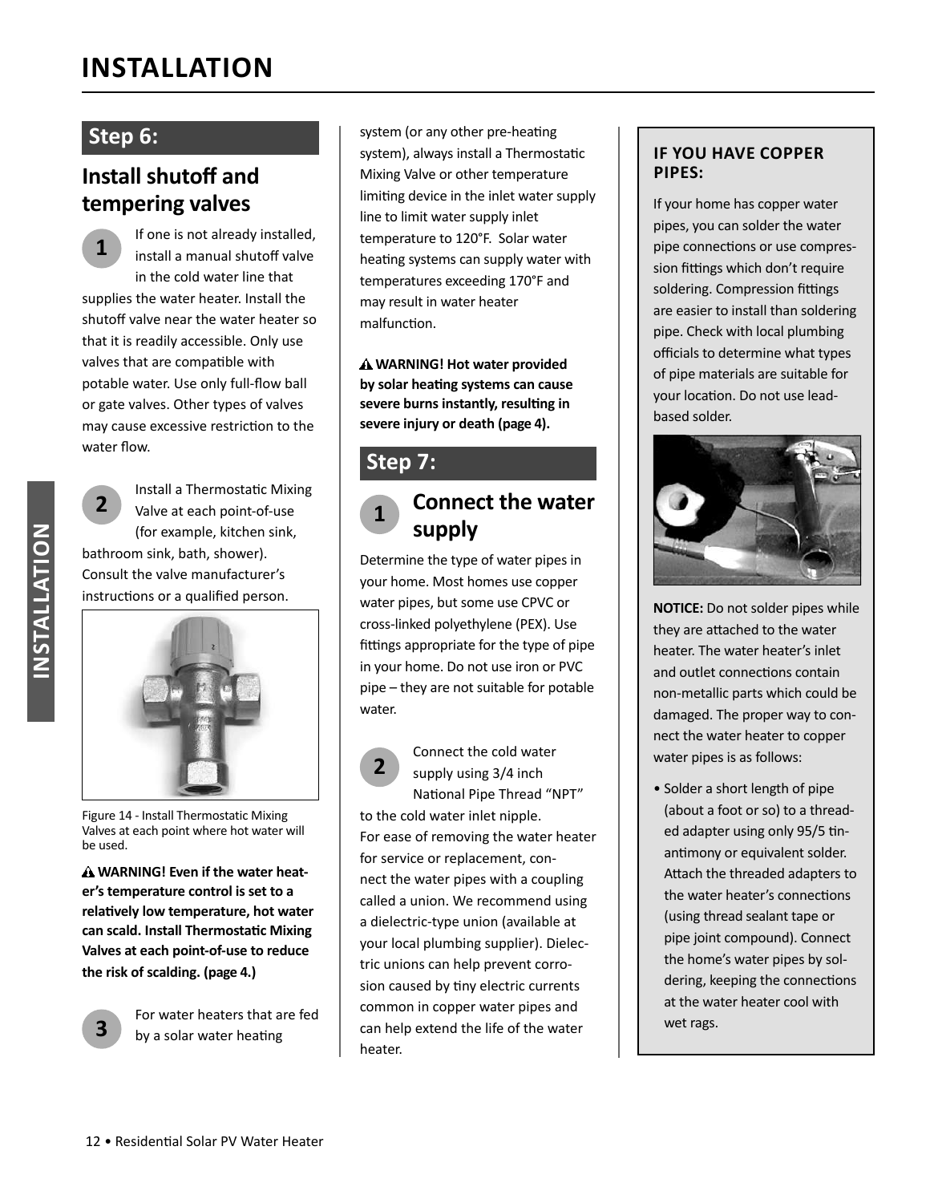# INSTALLATION

## Step 6:

### Install shutoff and tempering valves

1. If one is not already installed, install a manual shutoff valve in the cold water line that supplies the water heater. Install the shutoff valve near the water heater so that it is readily accessible. Only use valves that are compatible with potable water. Use only full-flow ball or gate valves. Other types of valves may cause excessive restriction to the water flow.

2. Install a Thermostatic Mixing Valve at each point-of-use (for example, kitchen sink, bathroom sink, bath, shower). Consult the valve manufacturer's instructions or a qualified person.

Figure 14 - Install Thermostatic Mixing Valves at each point where hot water will be used.

**⚠ WARNING! Even if the water heater's temperature control is set to a relatively low temperature, hot water can scald. Install Thermostatic Mixing Valves at each point-of-use to reduce the risk of scalding. (page 4.)**

3. For water heaters that are fed by a solar water heating system (or any other pre-heating system), always install a Thermostatic Mixing Valve or other temperature limiting device in the inlet water supply line to limit water supply inlet temperature to 120°F. Solar water heating systems can supply water with temperatures exceeding 170°F and may result in water heater malfunction.

**⚠ WARNING! Hot water provided by solar heating systems can cause severe burns instantly, resulting in severe injury or death (page 4).**

## Step 7:

### 1 Connect the water supply

Determine the type of water pipes in your home. Most homes use copper water pipes, but some use CPVC or cross-linked polyethylene (PEX). Use fittings appropriate for the type of pipe in your home. Do not use iron or PVC pipe – they are not suitable for potable water.

2. Connect the cold water supply using 3/4 inch National Pipe Thread "NPT" to the cold water inlet nipple. For ease of removing the water heater for service or replacement, connect the water pipes with a coupling called a union. We recommend using a dielectric-type union (available at your local plumbing supplier). Dielectric unions can help prevent corrosion caused by tiny electric currents common in copper water pipes and can help extend the life of the water heater.

#### IF YOU HAVE COPPER PIPES:

If your home has copper water pipes, you can solder the water pipe connections or use compression fittings which don't require soldering. Compression fittings are easier to install than soldering pipe. Check with local plumbing officials to determine what types of pipe materials are suitable for your location. Do not use lead-based solder.

**NOTICE:** Do not solder pipes while they are attached to the water heater. The water heater's inlet and outlet connections contain non-metallic parts which could be damaged. The proper way to connect the water heater to copper water pipes is as follows:

- Solder a short length of pipe (about a foot or so) to a threaded adapter using only 95/5 tin-antimony or equivalent solder. Attach the threaded adapters to the water heater's connections (using thread sealant tape or pipe joint compound). Connect the home's water pipes by soldering, keeping the connections at the water heater cool with wet rags.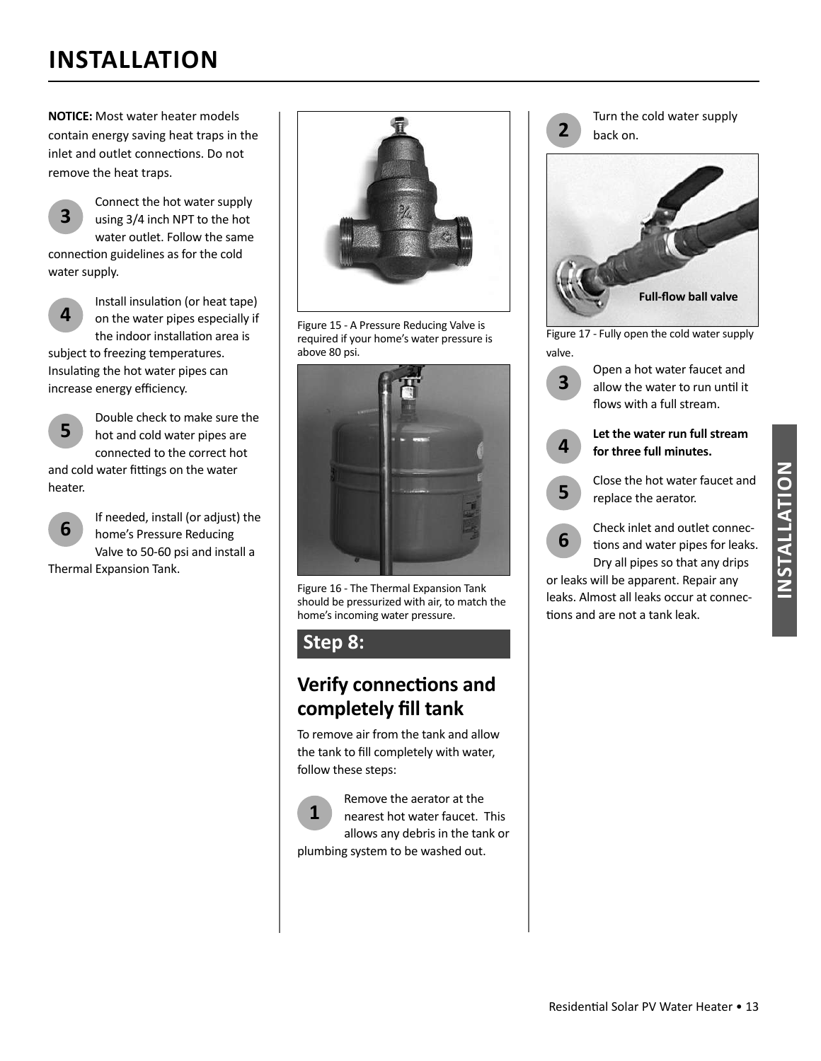# INSTALLATION

**NOTICE:** Most water heater models contain energy saving heat traps in the inlet and outlet connections. Do not remove the heat traps.

3. Connect the hot water supply using 3/4 inch NPT to the hot water outlet. Follow the same connection guidelines as for the cold water supply.

4. Install insulation (or heat tape) on the water pipes especially if the indoor installation area is subject to freezing temperatures. Insulating the hot water pipes can increase energy efficiency.

5. Double check to make sure the hot and cold water pipes are connected to the correct hot and cold water fittings on the water heater.

6. If needed, install (or adjust) the home's Pressure Reducing Valve to 50-60 psi and install a Thermal Expansion Tank.

Figure 15 - A Pressure Reducing Valve is required if your home's water pressure is above 80 psi.

Figure 16 - The Thermal Expansion Tank should be pressurized with air, to match the home's incoming water pressure.

## Step 8:

### Verify connections and completely fill tank

To remove air from the tank and allow the tank to fill completely with water, follow these steps:

1. Remove the aerator at the nearest hot water faucet. This allows any debris in the tank or plumbing system to be washed out.

2. Turn the cold water supply back on.

Full-flow ball valve

Figure 17 - Fully open the cold water supply valve.

3. Open a hot water faucet and allow the water to run until it flows with a full stream.

4. **Let the water run full stream for three full minutes.**

5. Close the hot water faucet and replace the aerator.

6. Check inlet and outlet connections and water pipes for leaks. Dry all pipes so that any drips or leaks will be apparent. Repair any leaks. Almost all leaks occur at connections and are not a tank leak.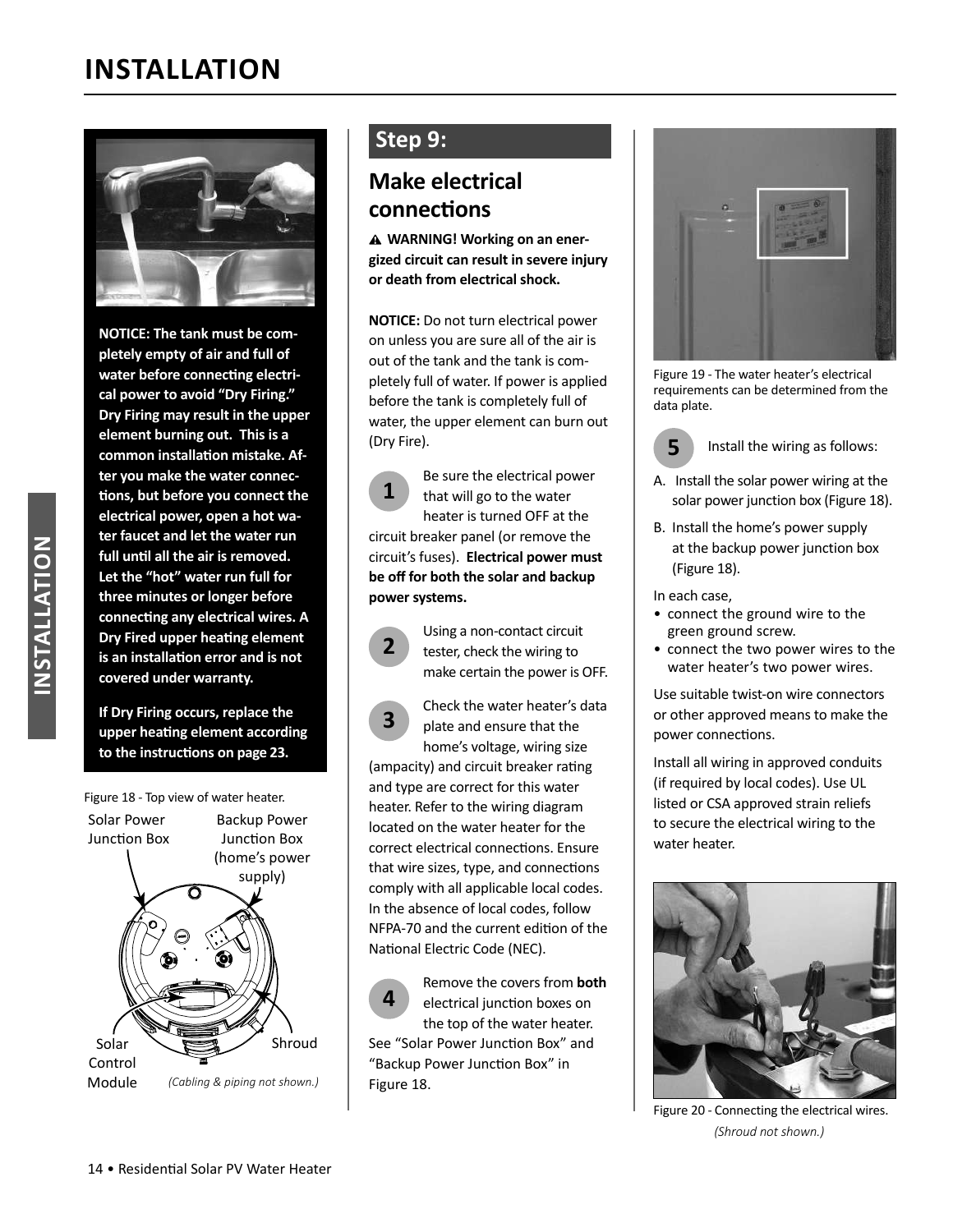# INSTALLATION

**NOTICE: The tank must be completely empty of air and full of water before connecting electrical power to avoid "Dry Firing." Dry Firing may result in the upper element burning out. This is a common installation mistake. After you make the water connections, but before you connect the electrical power, open a hot water faucet and let the water run full until all the air is removed. Let the "hot" water run full for three minutes or longer before connecting any electrical wires. A Dry Fired upper heating element is an installation error and is not covered under warranty.**

**If Dry Firing occurs, replace the upper heating element according to the instructions on page 23.**

Figure 18 - Top view of water heater.

Solar Power Junction Box

Backup Power Junction Box (home's power supply)

Solar Control Module

Shroud

*(Cabling & piping not shown.)*

## Step 9:

## Make electrical connections

**⚠ WARNING! Working on an energized circuit can result in severe injury or death from electrical shock.**

**NOTICE:** Do not turn electrical power on unless you are sure all of the air is out of the tank and the tank is completely full of water. If power is applied before the tank is completely full of water, the upper element can burn out (Dry Fire).

**1** Be sure the electrical power that will go to the water heater is turned OFF at the circuit breaker panel (or remove the circuit's fuses). **Electrical power must be off for both the solar and backup power systems.**

**2** Using a non-contact circuit tester, check the wiring to make certain the power is OFF.

**3** Check the water heater's data plate and ensure that the home's voltage, wiring size (ampacity) and circuit breaker rating and type are correct for this water heater. Refer to the wiring diagram located on the water heater for the correct electrical connections. Ensure that wire sizes, type, and connections comply with all applicable local codes. In the absence of local codes, follow NFPA-70 and the current edition of the National Electric Code (NEC).

**4** Remove the covers from **both** electrical junction boxes on the top of the water heater. See "Solar Power Junction Box" and "Backup Power Junction Box" in Figure 18.

Figure 19 - The water heater's electrical requirements can be determined from the data plate.

**5** Install the wiring as follows:

A. Install the solar power wiring at the solar power junction box (Figure 18).

B. Install the home's power supply at the backup power junction box (Figure 18).

In each case,

- connect the ground wire to the green ground screw.
- connect the two power wires to the water heater's two power wires.

Use suitable twist-on wire connectors or other approved means to make the power connections.

Install all wiring in approved conduits (if required by local codes). Use UL listed or CSA approved strain reliefs to secure the electrical wiring to the water heater.

Figure 20 - Connecting the electrical wires. *(Shroud not shown.)*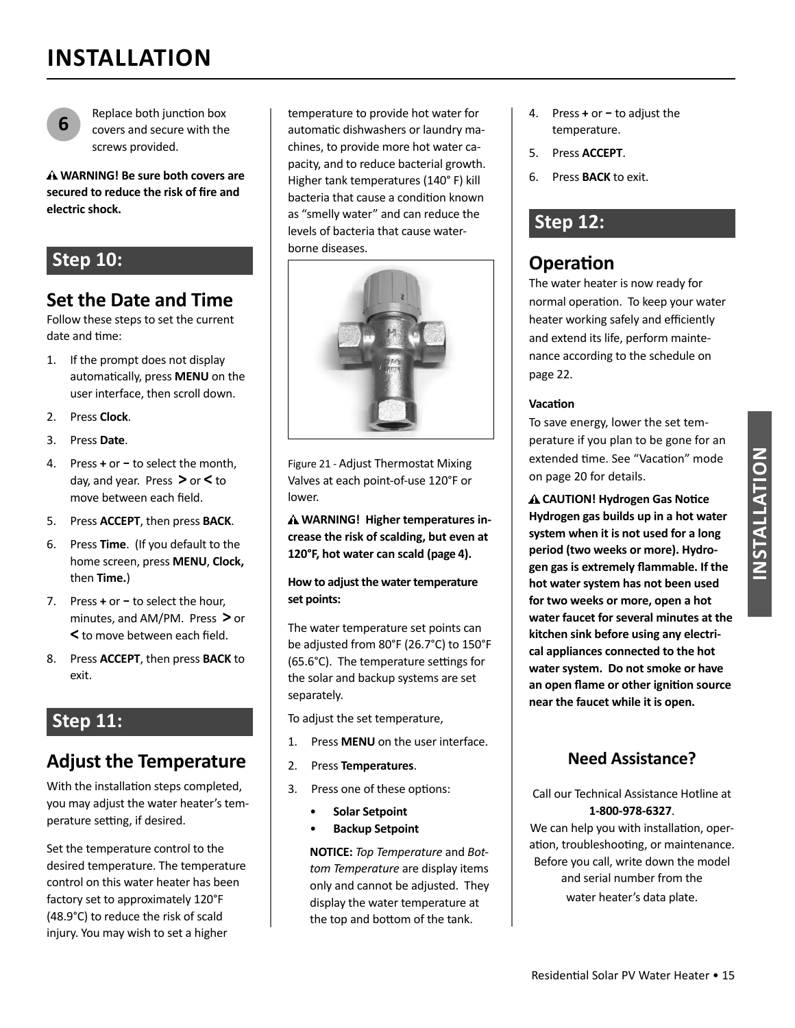# INSTALLATION

**6** Replace both junction box covers and secure with the screws provided.

⚠ **WARNING! Be sure both covers are secured to reduce the risk of fire and electric shock.**

## Step 10:

### Set the Date and Time

Follow these steps to set the current date and time:

1. If the prompt does not display automatically, press **MENU** on the user interface, then scroll down.
2. Press **Clock**.
3. Press **Date**.
4. Press **+** or **−** to select the month, day, and year. Press **>** or **<** to move between each field.
5. Press **ACCEPT**, then press **BACK**.
6. Press **Time**. (If you default to the home screen, press **MENU**, **Clock,** then **Time.**)
7. Press **+** or **−** to select the hour, minutes, and AM/PM. Press **>** or **<** to move between each field.
8. Press **ACCEPT**, then press **BACK** to exit.

## Step 11:

### Adjust the Temperature

With the installation steps completed, you may adjust the water heater's temperature setting, if desired.

Set the temperature control to the desired temperature. The temperature control on this water heater has been factory set to approximately 120°F (48.9°C) to reduce the risk of scald injury. You may wish to set a higher temperature to provide hot water for automatic dishwashers or laundry machines, to provide more hot water capacity, and to reduce bacterial growth. Higher tank temperatures (140° F) kill bacteria that cause a condition known as "smelly water" and can reduce the levels of bacteria that cause water-borne diseases.

Figure 21 - Adjust Thermostat Mixing Valves at each point-of-use 120°F or lower.

⚠ **WARNING! Higher temperatures increase the risk of scalding, but even at 120°F, hot water can scald (page 4).**

**How to adjust the water temperature set points:**

The water temperature set points can be adjusted from 80°F (26.7°C) to 150°F (65.6°C). The temperature settings for the solar and backup systems are set separately.

To adjust the set temperature,

1. Press **MENU** on the user interface.
2. Press **Temperatures**.
3. Press one of these options:
   - **Solar Setpoint**
   - **Backup Setpoint**

   **NOTICE:** *Top Temperature* and *Bottom Temperature* are display items only and cannot be adjusted. They display the water temperature at the top and bottom of the tank.
4. Press **+** or **−** to adjust the temperature.
5. Press **ACCEPT**.
6. Press **BACK** to exit.

## Step 12:

### Operation

The water heater is now ready for normal operation. To keep your water heater working safely and efficiently and extend its life, perform maintenance according to the schedule on page 22.

**Vacation**

To save energy, lower the set temperature if you plan to be gone for an extended time. See "Vacation" mode on page 20 for details.

⚠ **CAUTION! Hydrogen Gas Notice Hydrogen gas builds up in a hot water system when it is not used for a long period (two weeks or more). Hydrogen gas is extremely flammable. If the hot water system has not been used for two weeks or more, open a hot water faucet for several minutes at the kitchen sink before using any electrical appliances connected to the hot water system. Do not smoke or have an open flame or other ignition source near the faucet while it is open.**

### Need Assistance?

Call our Technical Assistance Hotline at **1-800-978-6327**.
We can help you with installation, operation, troubleshooting, or maintenance. Before you call, write down the model and serial number from the water heater's data plate.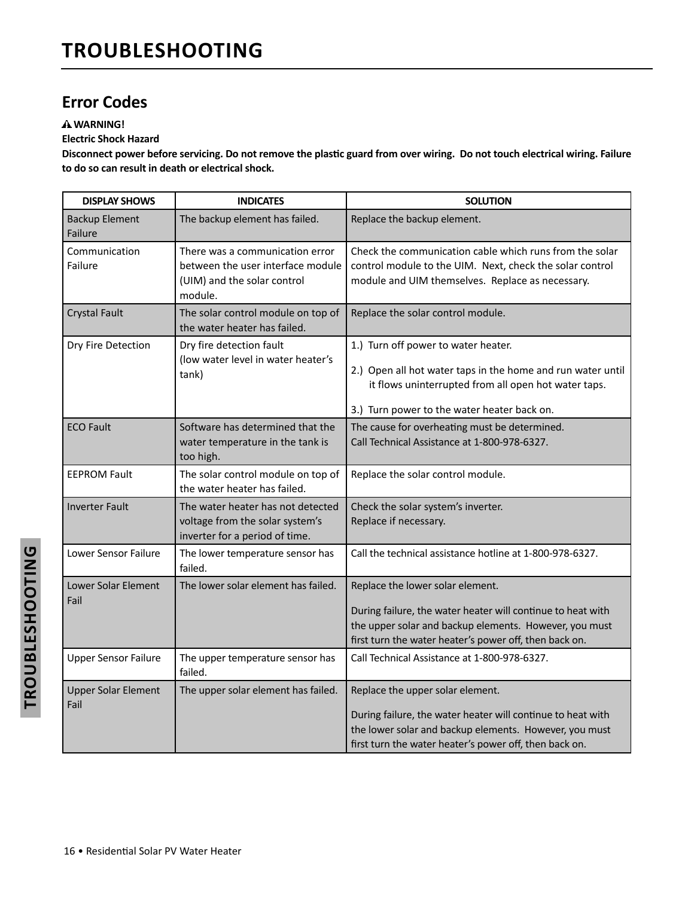# TROUBLESHOOTING

## Error Codes

**⚠ WARNING!**

**Electric Shock Hazard**

**Disconnect power before servicing. Do not remove the plastic guard from over wiring. Do not touch electrical wiring. Failure to do so can result in death or electrical shock.**

| DISPLAY SHOWS | INDICATES | SOLUTION |
|---|---|---|
| Backup Element Failure | The backup element has failed. | Replace the backup element. |
| Communication Failure | There was a communication error between the user interface module (UIM) and the solar control module. | Check the communication cable which runs from the solar control module to the UIM. Next, check the solar control module and UIM themselves. Replace as necessary. |
| Crystal Fault | The solar control module on top of the water heater has failed. | Replace the solar control module. |
| Dry Fire Detection | Dry fire detection fault (low water level in water heater's tank) | 1.) Turn off power to water heater.<br>2.) Open all hot water taps in the home and run water until it flows uninterrupted from all open hot water taps.<br>3.) Turn power to the water heater back on. |
| ECO Fault | Software has determined that the water temperature in the tank is too high. | The cause for overheating must be determined.<br>Call Technical Assistance at 1-800-978-6327. |
| EEPROM Fault | The solar control module on top of the water heater has failed. | Replace the solar control module. |
| Inverter Fault | The water heater has not detected voltage from the solar system's inverter for a period of time. | Check the solar system's inverter.<br>Replace if necessary. |
| Lower Sensor Failure | The lower temperature sensor has failed. | Call the technical assistance hotline at 1-800-978-6327. |
| Lower Solar Element Fail | The lower solar element has failed. | Replace the lower solar element.<br>During failure, the water heater will continue to heat with the upper solar and backup elements. However, you must first turn the water heater's power off, then back on. |
| Upper Sensor Failure | The upper temperature sensor has failed. | Call Technical Assistance at 1-800-978-6327. |
| Upper Solar Element Fail | The upper solar element has failed. | Replace the upper solar element.<br>During failure, the water heater will continue to heat with the lower solar and backup elements. However, you must first turn the water heater's power off, then back on. |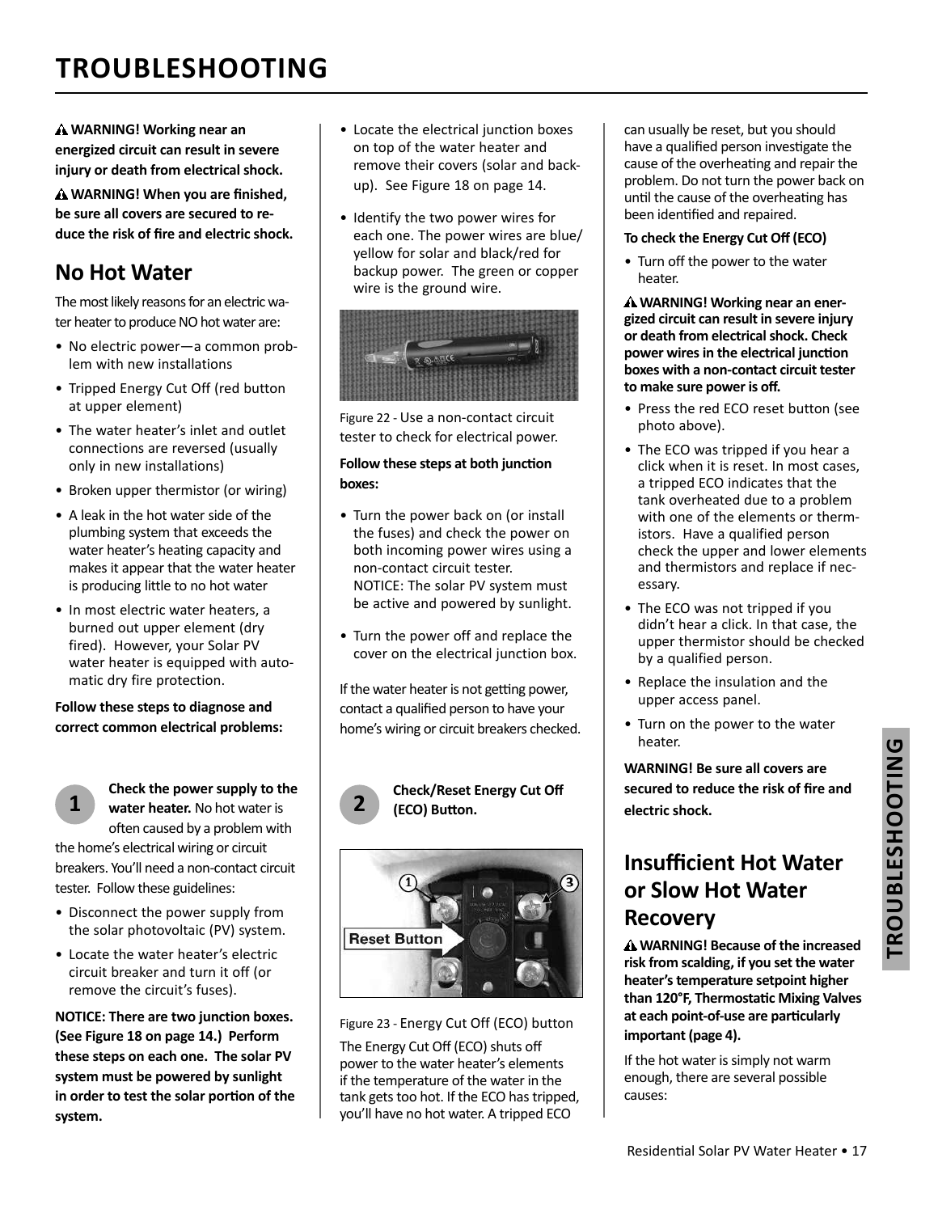# TROUBLESHOOTING

⚠ **WARNING! Working near an energized circuit can result in severe injury or death from electrical shock.**

⚠ **WARNING! When you are finished, be sure all covers are secured to reduce the risk of fire and electric shock.**

## No Hot Water

The most likely reasons for an electric water heater to produce NO hot water are:

- No electric power—a common problem with new installations
- Tripped Energy Cut Off (red button at upper element)
- The water heater's inlet and outlet connections are reversed (usually only in new installations)
- Broken upper thermistor (or wiring)
- A leak in the hot water side of the plumbing system that exceeds the water heater's heating capacity and makes it appear that the water heater is producing little to no hot water
- In most electric water heaters, a burned out upper element (dry fired). However, your Solar PV water heater is equipped with automatic dry fire protection.

**Follow these steps to diagnose and correct common electrical problems:**

**1** **Check the power supply to the water heater.** No hot water is often caused by a problem with the home's electrical wiring or circuit breakers. You'll need a non-contact circuit tester. Follow these guidelines:

- Disconnect the power supply from the solar photovoltaic (PV) system.
- Locate the water heater's electric circuit breaker and turn it off (or remove the circuit's fuses).

**NOTICE: There are two junction boxes. (See Figure 18 on page 14.) Perform these steps on each one. The solar PV system must be powered by sunlight in order to test the solar portion of the system.**

- Locate the electrical junction boxes on top of the water heater and remove their covers (solar and backup). See Figure 18 on page 14.
- Identify the two power wires for each one. The power wires are blue/yellow for solar and black/red for backup power. The green or copper wire is the ground wire.

Figure 22 - Use a non-contact circuit tester to check for electrical power.

**Follow these steps at both junction boxes:**

- Turn the power back on (or install the fuses) and check the power on both incoming power wires using a non-contact circuit tester.
  NOTICE: The solar PV system must be active and powered by sunlight.
- Turn the power off and replace the cover on the electrical junction box.

If the water heater is not getting power, contact a qualified person to have your home's wiring or circuit breakers checked.

**2** **Check/Reset Energy Cut Off (ECO) Button.**

Figure 23 - Energy Cut Off (ECO) button

The Energy Cut Off (ECO) shuts off power to the water heater's elements if the temperature of the water in the tank gets too hot. If the ECO has tripped, you'll have no hot water. A tripped ECO can usually be reset, but you should have a qualified person investigate the cause of the overheating and repair the problem. Do not turn the power back on until the cause of the overheating has been identified and repaired.

**To check the Energy Cut Off (ECO)**

- Turn off the power to the water heater.

⚠ **WARNING! Working near an energized circuit can result in severe injury or death from electrical shock. Check power wires in the electrical junction boxes with a non-contact circuit tester to make sure power is off.**

- Press the red ECO reset button (see photo above).
- The ECO was tripped if you hear a click when it is reset. In most cases, a tripped ECO indicates that the tank overheated due to a problem with one of the elements or thermistors. Have a qualified person check the upper and lower elements and thermistors and replace if necessary.
- The ECO was not tripped if you didn't hear a click. In that case, the upper thermistor should be checked by a qualified person.
- Replace the insulation and the upper access panel.
- Turn on the power to the water heater.

**WARNING! Be sure all covers are secured to reduce the risk of fire and electric shock.**

## Insufficient Hot Water or Slow Hot Water Recovery

⚠ **WARNING! Because of the increased risk from scalding, if you set the water heater's temperature setpoint higher than 120°F, Thermostatic Mixing Valves at each point-of-use are particularly important (page 4).**

If the hot water is simply not warm enough, there are several possible causes: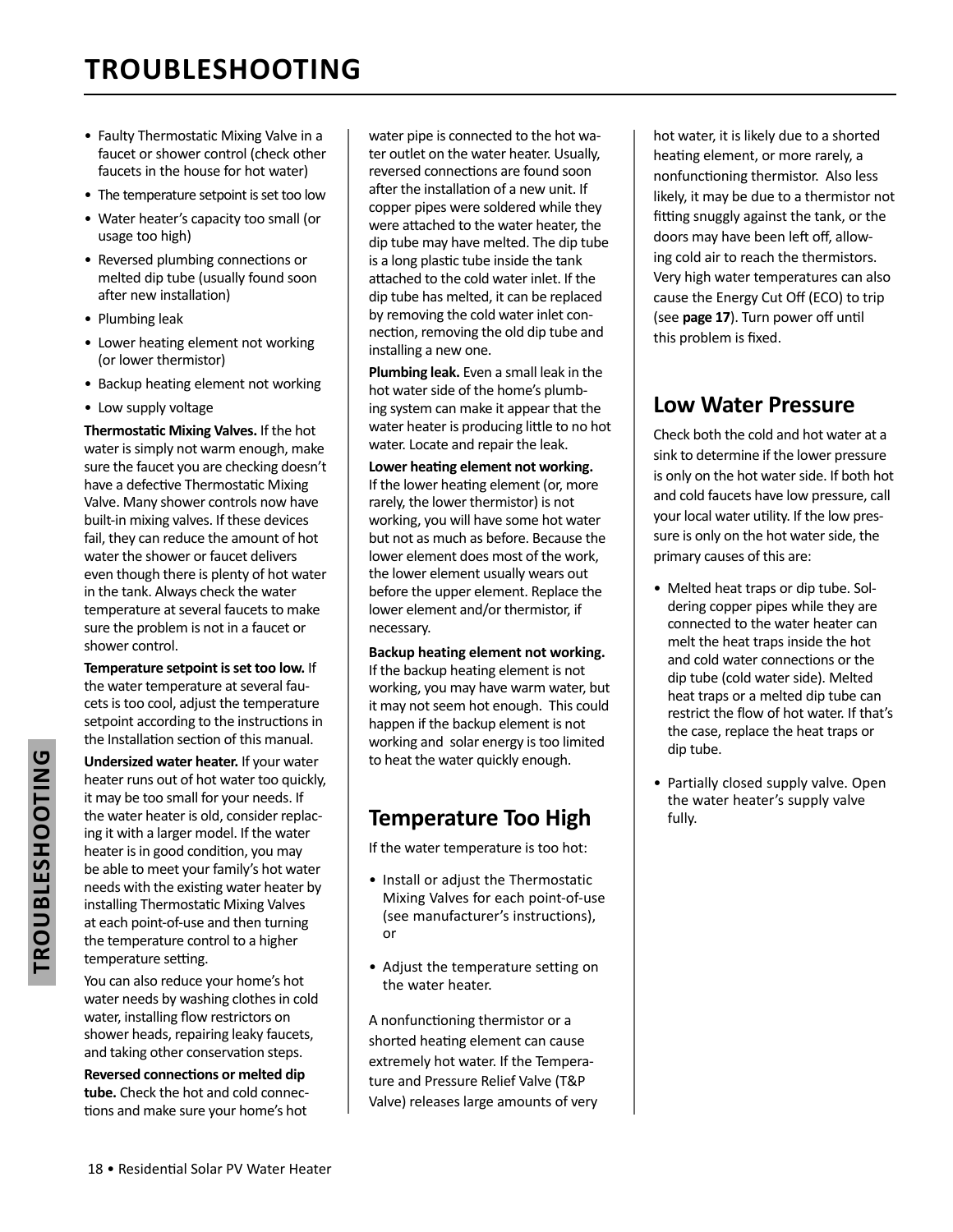# TROUBLESHOOTING

- Faulty Thermostatic Mixing Valve in a faucet or shower control (check other faucets in the house for hot water)
- The temperature setpoint is set too low
- Water heater's capacity too small (or usage too high)
- Reversed plumbing connections or melted dip tube (usually found soon after new installation)
- Plumbing leak
- Lower heating element not working (or lower thermistor)
- Backup heating element not working
- Low supply voltage

**Thermostatic Mixing Valves.** If the hot water is simply not warm enough, make sure the faucet you are checking doesn't have a defective Thermostatic Mixing Valve. Many shower controls now have built-in mixing valves. If these devices fail, they can reduce the amount of hot water the shower or faucet delivers even though there is plenty of hot water in the tank. Always check the water temperature at several faucets to make sure the problem is not in a faucet or shower control.

**Temperature setpoint is set too low.** If the water temperature at several faucets is too cool, adjust the temperature setpoint according to the instructions in the Installation section of this manual.

**Undersized water heater.** If your water heater runs out of hot water too quickly, it may be too small for your needs. If the water heater is old, consider replacing it with a larger model. If the water heater is in good condition, you may be able to meet your family's hot water needs with the existing water heater by installing Thermostatic Mixing Valves at each point-of-use and then turning the temperature control to a higher temperature setting.

You can also reduce your home's hot water needs by washing clothes in cold water, installing flow restrictors on shower heads, repairing leaky faucets, and taking other conservation steps.

**Reversed connections or melted dip tube.** Check the hot and cold connections and make sure your home's hot water pipe is connected to the hot water outlet on the water heater. Usually, reversed connections are found soon after the installation of a new unit. If copper pipes were soldered while they were attached to the water heater, the dip tube may have melted. The dip tube is a long plastic tube inside the tank attached to the cold water inlet. If the dip tube has melted, it can be replaced by removing the cold water inlet connection, removing the old dip tube and installing a new one.

**Plumbing leak.** Even a small leak in the hot water side of the home's plumbing system can make it appear that the water heater is producing little to no hot water. Locate and repair the leak.

**Lower heating element not working.** If the lower heating element (or, more rarely, the lower thermistor) is not working, you will have some hot water but not as much as before. Because the lower element does most of the work, the lower element usually wears out before the upper element. Replace the lower element and/or thermistor, if necessary.

**Backup heating element not working.** If the backup heating element is not working, you may have warm water, but it may not seem hot enough. This could happen if the backup element is not working and solar energy is too limited to heat the water quickly enough.

## Temperature Too High

If the water temperature is too hot:

- Install or adjust the Thermostatic Mixing Valves for each point-of-use (see manufacturer's instructions), or
- Adjust the temperature setting on the water heater.

A nonfunctioning thermistor or a shorted heating element can cause extremely hot water. If the Temperature and Pressure Relief Valve (T&P Valve) releases large amounts of very hot water, it is likely due to a shorted heating element, or more rarely, a nonfunctioning thermistor. Also less likely, it may be due to a thermistor not fitting snuggly against the tank, or the doors may have been left off, allowing cold air to reach the thermistors. Very high water temperatures can also cause the Energy Cut Off (ECO) to trip (see **page 17**). Turn power off until this problem is fixed.

## Low Water Pressure

Check both the cold and hot water at a sink to determine if the lower pressure is only on the hot water side. If both hot and cold faucets have low pressure, call your local water utility. If the low pressure is only on the hot water side, the primary causes of this are:

- Melted heat traps or dip tube. Soldering copper pipes while they are connected to the water heater can melt the heat traps inside the hot and cold water connections or the dip tube (cold water side). Melted heat traps or a melted dip tube can restrict the flow of hot water. If that's the case, replace the heat traps or dip tube.
- Partially closed supply valve. Open the water heater's supply valve fully.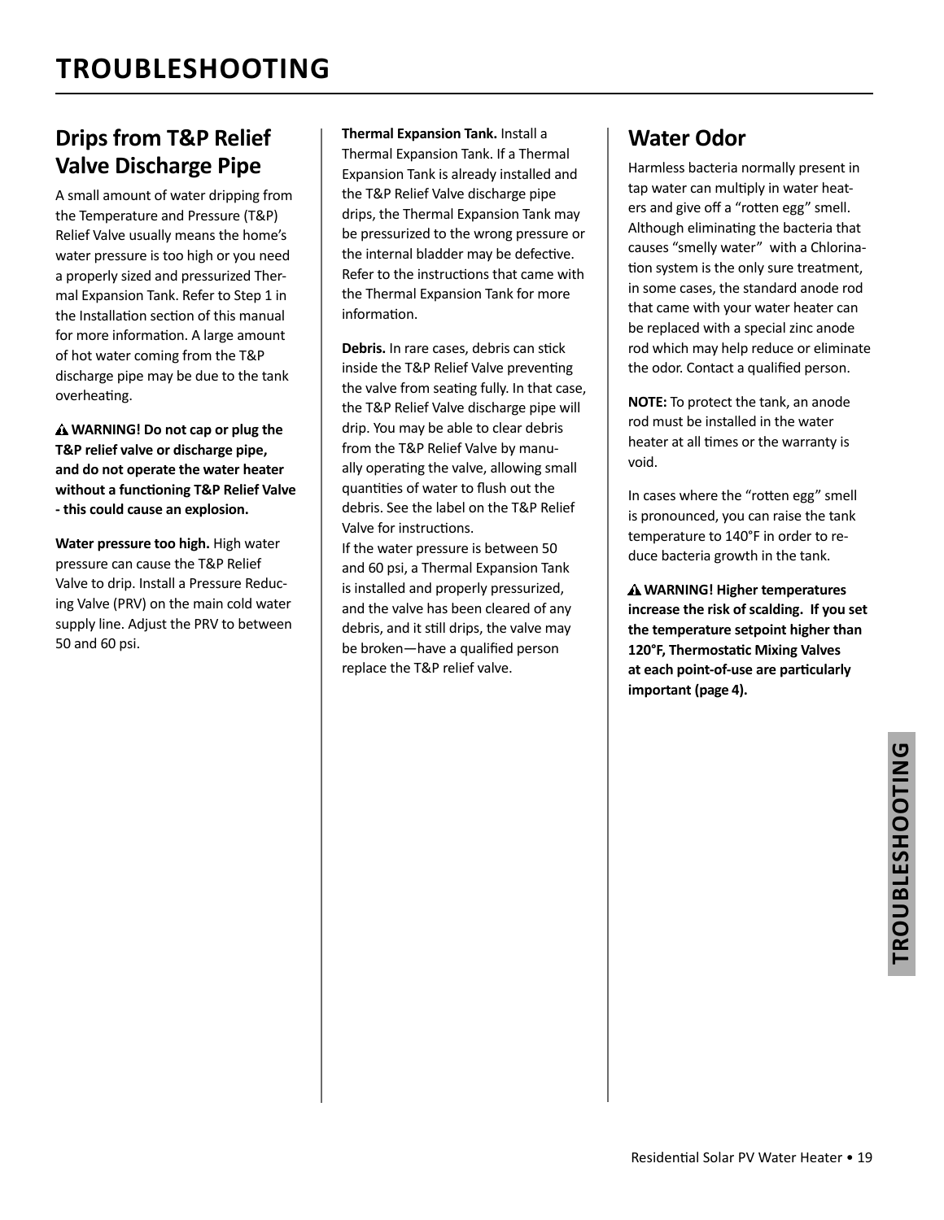# TROUBLESHOOTING

## Drips from T&P Relief Valve Discharge Pipe

A small amount of water dripping from the Temperature and Pressure (T&P) Relief Valve usually means the home's water pressure is too high or you need a properly sized and pressurized Thermal Expansion Tank. Refer to Step 1 in the Installation section of this manual for more information. A large amount of hot water coming from the T&P discharge pipe may be due to the tank overheating.

**⚠ WARNING! Do not cap or plug the T&P relief valve or discharge pipe, and do not operate the water heater without a functioning T&P Relief Valve - this could cause an explosion.**

**Water pressure too high.** High water pressure can cause the T&P Relief Valve to drip. Install a Pressure Reducing Valve (PRV) on the main cold water supply line. Adjust the PRV to between 50 and 60 psi.

**Thermal Expansion Tank.** Install a Thermal Expansion Tank. If a Thermal Expansion Tank is already installed and the T&P Relief Valve discharge pipe drips, the Thermal Expansion Tank may be pressurized to the wrong pressure or the internal bladder may be defective. Refer to the instructions that came with the Thermal Expansion Tank for more information.

**Debris.** In rare cases, debris can stick inside the T&P Relief Valve preventing the valve from seating fully. In that case, the T&P Relief Valve discharge pipe will drip. You may be able to clear debris from the T&P Relief Valve by manually operating the valve, allowing small quantities of water to flush out the debris. See the label on the T&P Relief Valve for instructions.
If the water pressure is between 50 and 60 psi, a Thermal Expansion Tank is installed and properly pressurized, and the valve has been cleared of any debris, and it still drips, the valve may be broken—have a qualified person replace the T&P relief valve.

## Water Odor

Harmless bacteria normally present in tap water can multiply in water heaters and give off a "rotten egg" smell. Although eliminating the bacteria that causes "smelly water" with a Chlorination system is the only sure treatment, in some cases, the standard anode rod that came with your water heater can be replaced with a special zinc anode rod which may help reduce or eliminate the odor. Contact a qualified person.

**NOTE:** To protect the tank, an anode rod must be installed in the water heater at all times or the warranty is void.

In cases where the "rotten egg" smell is pronounced, you can raise the tank temperature to 140°F in order to reduce bacteria growth in the tank.

**⚠ WARNING! Higher temperatures increase the risk of scalding. If you set the temperature setpoint higher than 120°F, Thermostatic Mixing Valves at each point-of-use are particularly important (page 4).**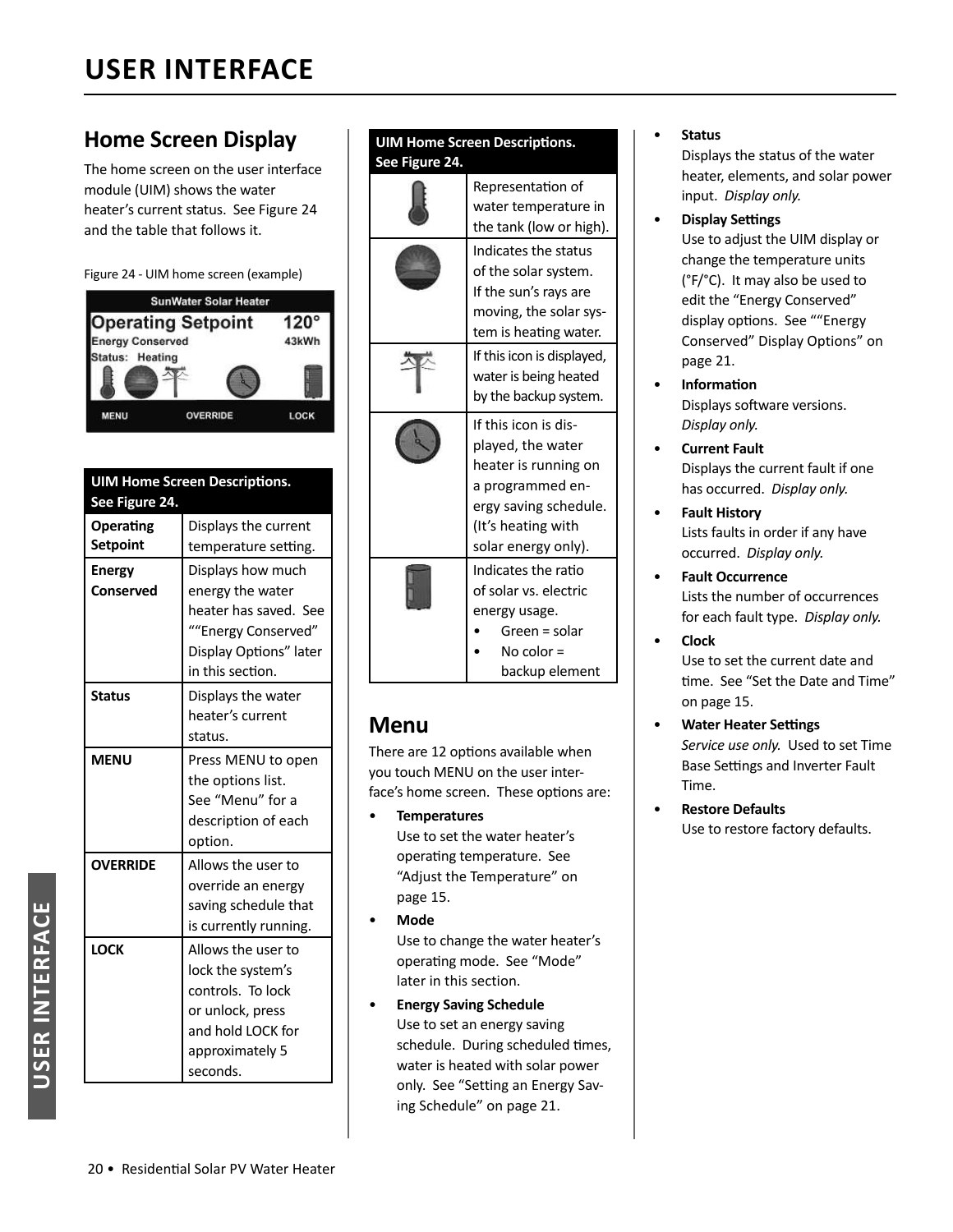# USER INTERFACE

## Home Screen Display

The home screen on the user interface module (UIM) shows the water heater's current status. See Figure 24 and the table that follows it.

Figure 24 - UIM home screen (example)

| UIM Home Screen Descriptions. See Figure 24. | |
|---|---|
| **Operating Setpoint** | Displays the current temperature setting. |
| **Energy Conserved** | Displays how much energy the water heater has saved. See ""Energy Conserved" Display Options" later in this section. |
| **Status** | Displays the water heater's current status. |
| **MENU** | Press MENU to open the options list. See "Menu" for a description of each option. |
| **OVERRIDE** | Allows the user to override an energy saving schedule that is currently running. |
| **LOCK** | Allows the user to lock the system's controls. To lock or unlock, press and hold LOCK for approximately 5 seconds. |

| UIM Home Screen Descriptions. See Figure 24. | |
|---|---|
| | Representation of water temperature in the tank (low or high). |
| | Indicates the status of the solar system. If the sun's rays are moving, the solar system is heating water. |
| | If this icon is displayed, water is being heated by the backup system. |
| | If this icon is displayed, the water heater is running on a programmed energy saving schedule. (It's heating with solar energy only). |
| | Indicates the ratio of solar vs. electric energy usage. • Green = solar • No color = backup element |

## Menu

There are 12 options available when you touch MENU on the user interface's home screen. These options are:

- **Temperatures**
  Use to set the water heater's operating temperature. See "Adjust the Temperature" on page 15.
- **Mode**
  Use to change the water heater's operating mode. See "Mode" later in this section.
- **Energy Saving Schedule**
  Use to set an energy saving schedule. During scheduled times, water is heated with solar power only. See "Setting an Energy Saving Schedule" on page 21.
- **Status**
  Displays the status of the water heater, elements, and solar power input. *Display only.*
- **Display Settings**
  Use to adjust the UIM display or change the temperature units (°F/°C). It may also be used to edit the "Energy Conserved" display options. See ""Energy Conserved" Display Options" on page 21.
- **Information**
  Displays software versions. *Display only.*
- **Current Fault**
  Displays the current fault if one has occurred. *Display only.*
- **Fault History**
  Lists faults in order if any have occurred. *Display only.*
- **Fault Occurrence**
  Lists the number of occurrences for each fault type. *Display only.*
- **Clock**
  Use to set the current date and time. See "Set the Date and Time" on page 15.
- **Water Heater Settings**
  *Service use only.* Used to set Time Base Settings and Inverter Fault Time.
- **Restore Defaults**
  Use to restore factory defaults.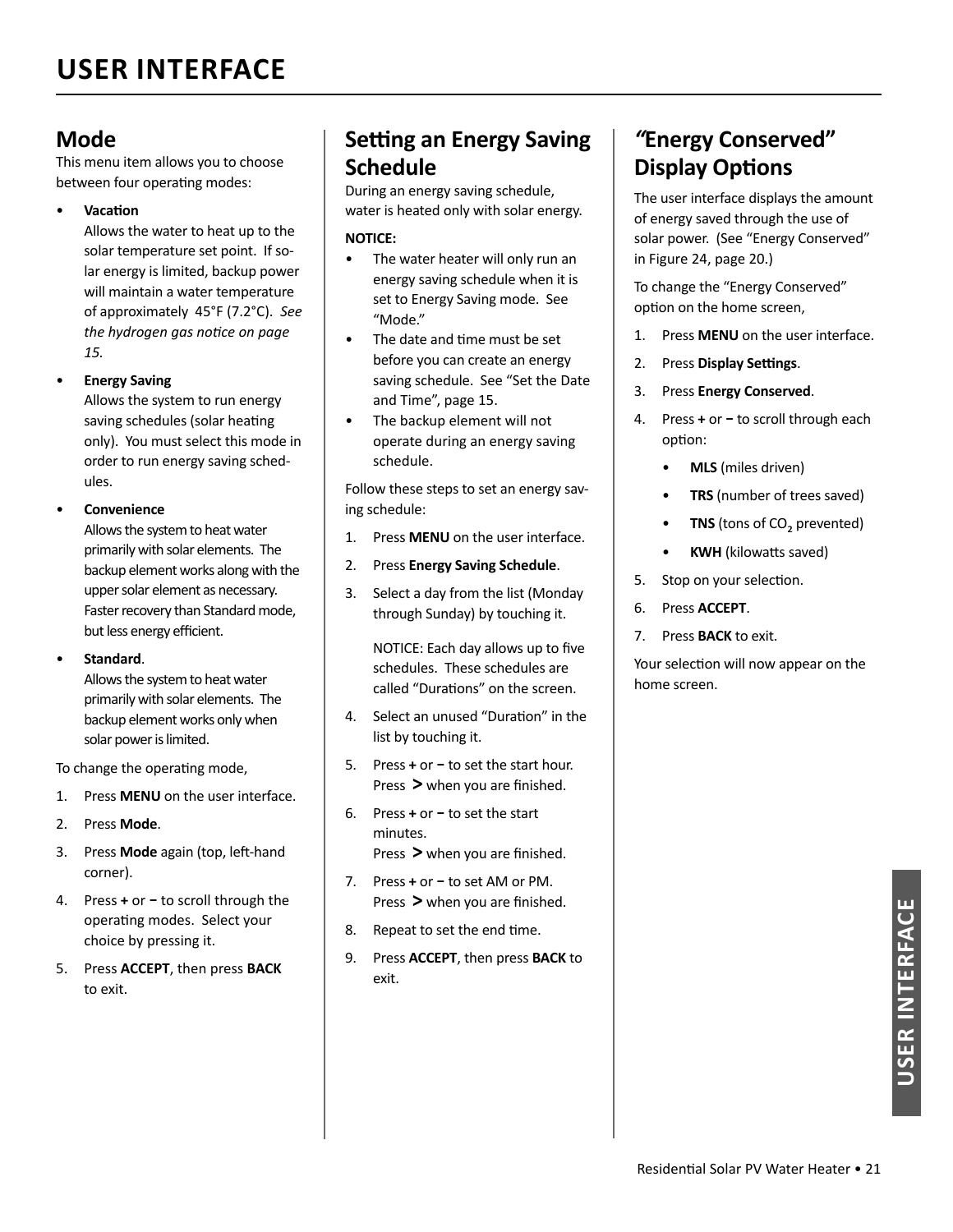# USER INTERFACE

## Mode

This menu item allows you to choose between four operating modes:

- **Vacation**
  Allows the water to heat up to the solar temperature set point. If solar energy is limited, backup power will maintain a water temperature of approximately 45°F (7.2°C). *See the hydrogen gas notice on page 15.*
- **Energy Saving**
  Allows the system to run energy saving schedules (solar heating only). You must select this mode in order to run energy saving schedules.
- **Convenience**
  Allows the system to heat water primarily with solar elements. The backup element works along with the upper solar element as necessary. Faster recovery than Standard mode, but less energy efficient.
- **Standard**.
  Allows the system to heat water primarily with solar elements. The backup element works only when solar power is limited.

To change the operating mode,

1. Press **MENU** on the user interface.
2. Press **Mode**.
3. Press **Mode** again (top, left-hand corner).
4. Press **+** or **−** to scroll through the operating modes. Select your choice by pressing it.
5. Press **ACCEPT**, then press **BACK** to exit.

## Setting an Energy Saving Schedule

During an energy saving schedule, water is heated only with solar energy.

**NOTICE:**

- The water heater will only run an energy saving schedule when it is set to Energy Saving mode. See "Mode."
- The date and time must be set before you can create an energy saving schedule. See "Set the Date and Time", page 15.
- The backup element will not operate during an energy saving schedule.

Follow these steps to set an energy saving schedule:

1. Press **MENU** on the user interface.
2. Press **Energy Saving Schedule**.
3. Select a day from the list (Monday through Sunday) by touching it.

   NOTICE: Each day allows up to five schedules. These schedules are called "Durations" on the screen.
4. Select an unused "Duration" in the list by touching it.
5. Press **+** or **−** to set the start hour. Press **>** when you are finished.
6. Press **+** or **−** to set the start minutes.
   Press **>** when you are finished.
7. Press **+** or **−** to set AM or PM.
   Press **>** when you are finished.
8. Repeat to set the end time.
9. Press **ACCEPT**, then press **BACK** to exit.

## "Energy Conserved" Display Options

The user interface displays the amount of energy saved through the use of solar power. (See "Energy Conserved" in Figure 24, page 20.)

To change the "Energy Conserved" option on the home screen,

1. Press **MENU** on the user interface.
2. Press **Display Settings**.
3. Press **Energy Conserved**.
4. Press **+** or **−** to scroll through each option:
   - **MLS** (miles driven)
   - **TRS** (number of trees saved)
   - **TNS** (tons of $CO_2$ prevented)
   - **KWH** (kilowatts saved)
5. Stop on your selection.
6. Press **ACCEPT**.
7. Press **BACK** to exit.

Your selection will now appear on the home screen.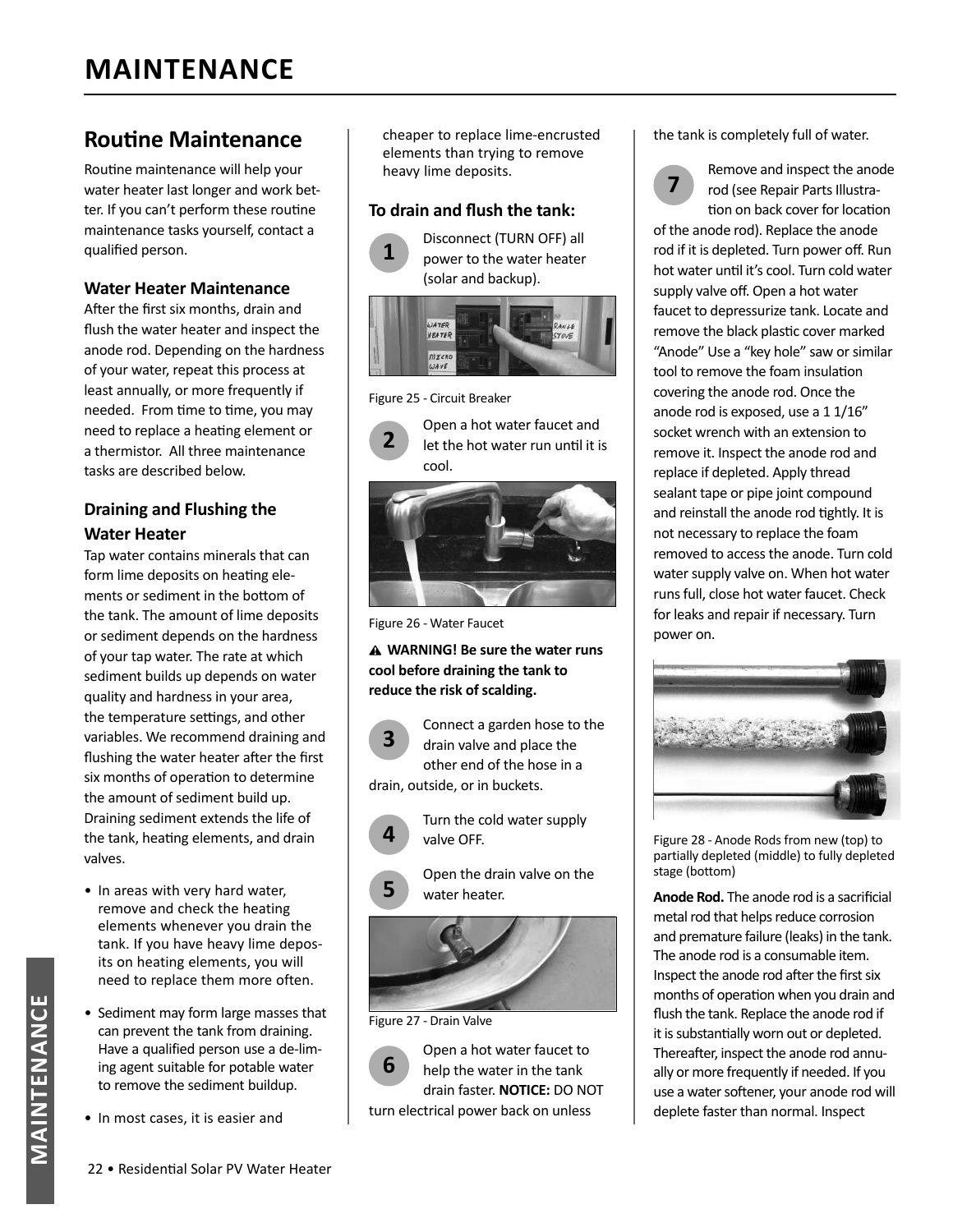# MAINTENANCE

## Routine Maintenance

Routine maintenance will help your water heater last longer and work better. If you can't perform these routine maintenance tasks yourself, contact a qualified person.

### Water Heater Maintenance

After the first six months, drain and flush the water heater and inspect the anode rod. Depending on the hardness of your water, repeat this process at least annually, or more frequently if needed. From time to time, you may need to replace a heating element or a thermistor. All three maintenance tasks are described below.

### Draining and Flushing the Water Heater

Tap water contains minerals that can form lime deposits on heating elements or sediment in the bottom of the tank. The amount of lime deposits or sediment depends on the hardness of your tap water. The rate at which sediment builds up depends on water quality and hardness in your area, the temperature settings, and other variables. We recommend draining and flushing the water heater after the first six months of operation to determine the amount of sediment build up. Draining sediment extends the life of the tank, heating elements, and drain valves.

- In areas with very hard water, remove and check the heating elements whenever you drain the tank. If you have heavy lime deposits on heating elements, you will need to replace them more often.
- Sediment may form large masses that can prevent the tank from draining. Have a qualified person use a de-liming agent suitable for potable water to remove the sediment buildup.
- In most cases, it is easier and cheaper to replace lime-encrusted elements than trying to remove heavy lime deposits.

**To drain and flush the tank:**

**1** Disconnect (TURN OFF) all power to the water heater (solar and backup).

Figure 25 - Circuit Breaker

**2** Open a hot water faucet and let the hot water run until it is cool.

Figure 26 - Water Faucet

⚠ **WARNING! Be sure the water runs cool before draining the tank to reduce the risk of scalding.**

**3** Connect a garden hose to the drain valve and place the other end of the hose in a drain, outside, or in buckets.

**4** Turn the cold water supply valve OFF.

**5** Open the drain valve on the water heater.

Figure 27 - Drain Valve

**6** Open a hot water faucet to help the water in the tank drain faster. **NOTICE:** DO NOT turn electrical power back on unless the tank is completely full of water.

**7** Remove and inspect the anode rod (see Repair Parts Illustration on back cover for location of the anode rod). Replace the anode rod if it is depleted. Turn power off. Run hot water until it's cool. Turn cold water supply valve off. Open a hot water faucet to depressurize tank. Locate and remove the black plastic cover marked "Anode" Use a "key hole" saw or similar tool to remove the foam insulation covering the anode rod. Once the anode rod is exposed, use a 1 1/16" socket wrench with an extension to remove it. Inspect the anode rod and replace if depleted. Apply thread sealant tape or pipe joint compound and reinstall the anode rod tightly. It is not necessary to replace the foam removed to access the anode. Turn cold water supply valve on. When hot water runs full, close hot water faucet. Check for leaks and repair if necessary. Turn power on.

Figure 28 - Anode Rods from new (top) to partially depleted (middle) to fully depleted stage (bottom)

**Anode Rod.** The anode rod is a sacrificial metal rod that helps reduce corrosion and premature failure (leaks) in the tank. The anode rod is a consumable item. Inspect the anode rod after the first six months of operation when you drain and flush the tank. Replace the anode rod if it is substantially worn out or depleted. Thereafter, inspect the anode rod annually or more frequently if needed. If you use a water softener, your anode rod will deplete faster than normal. Inspect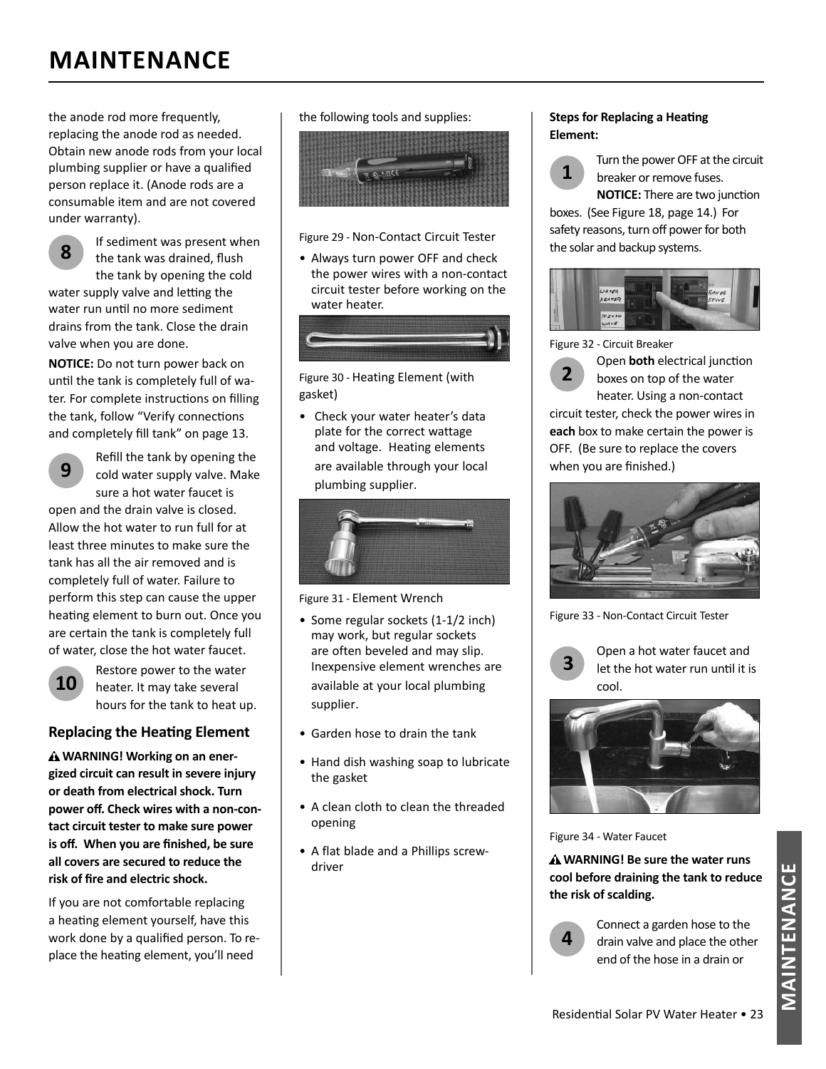# MAINTENANCE

the anode rod more frequently, replacing the anode rod as needed. Obtain new anode rods from your local plumbing supplier or have a qualified person replace it. (Anode rods are a consumable item and are not covered under warranty).

**8** If sediment was present when the tank was drained, flush the tank by opening the cold water supply valve and letting the water run until no more sediment drains from the tank. Close the drain valve when you are done.

**NOTICE:** Do not turn power back on until the tank is completely full of water. For complete instructions on filling the tank, follow "Verify connections and completely fill tank" on page 13.

**9** Refill the tank by opening the cold water supply valve. Make sure a hot water faucet is open and the drain valve is closed. Allow the hot water to run full for at least three minutes to make sure the tank has all the air removed and is completely full of water. Failure to perform this step can cause the upper heating element to burn out. Once you are certain the tank is completely full of water, close the hot water faucet.

**10** Restore power to the water heater. It may take several hours for the tank to heat up.

## Replacing the Heating Element

**⚠ WARNING! Working on an energized circuit can result in severe injury or death from electrical shock. Turn power off. Check wires with a non-contact circuit tester to make sure power is off. When you are finished, be sure all covers are secured to reduce the risk of fire and electric shock.**

If you are not comfortable replacing a heating element yourself, have this work done by a qualified person. To replace the heating element, you'll need the following tools and supplies:

Figure 29 - Non-Contact Circuit Tester

- Always turn power OFF and check the power wires with a non-contact circuit tester before working on the water heater.

Figure 30 - Heating Element (with gasket)

- Check your water heater's data plate for the correct wattage and voltage. Heating elements are available through your local plumbing supplier.

Figure 31 - Element Wrench

- Some regular sockets (1-1/2 inch) may work, but regular sockets are often beveled and may slip. Inexpensive element wrenches are available at your local plumbing supplier.
- Garden hose to drain the tank
- Hand dish washing soap to lubricate the gasket
- A clean cloth to clean the threaded opening
- A flat blade and a Phillips screwdriver

**Steps for Replacing a Heating Element:**

**1** Turn the power OFF at the circuit breaker or remove fuses. **NOTICE:** There are two junction boxes. (See Figure 18, page 14.) For safety reasons, turn off power for both the solar and backup systems.

Figure 32 - Circuit Breaker

**2** Open **both** electrical junction boxes on top of the water heater. Using a non-contact circuit tester, check the power wires in **each** box to make certain the power is OFF. (Be sure to replace the covers when you are finished.)

Figure 33 - Non-Contact Circuit Tester

**3** Open a hot water faucet and let the hot water run until it is cool.

Figure 34 - Water Faucet

**⚠ WARNING! Be sure the water runs cool before draining the tank to reduce the risk of scalding.**

**4** Connect a garden hose to the drain valve and place the other end of the hose in a drain or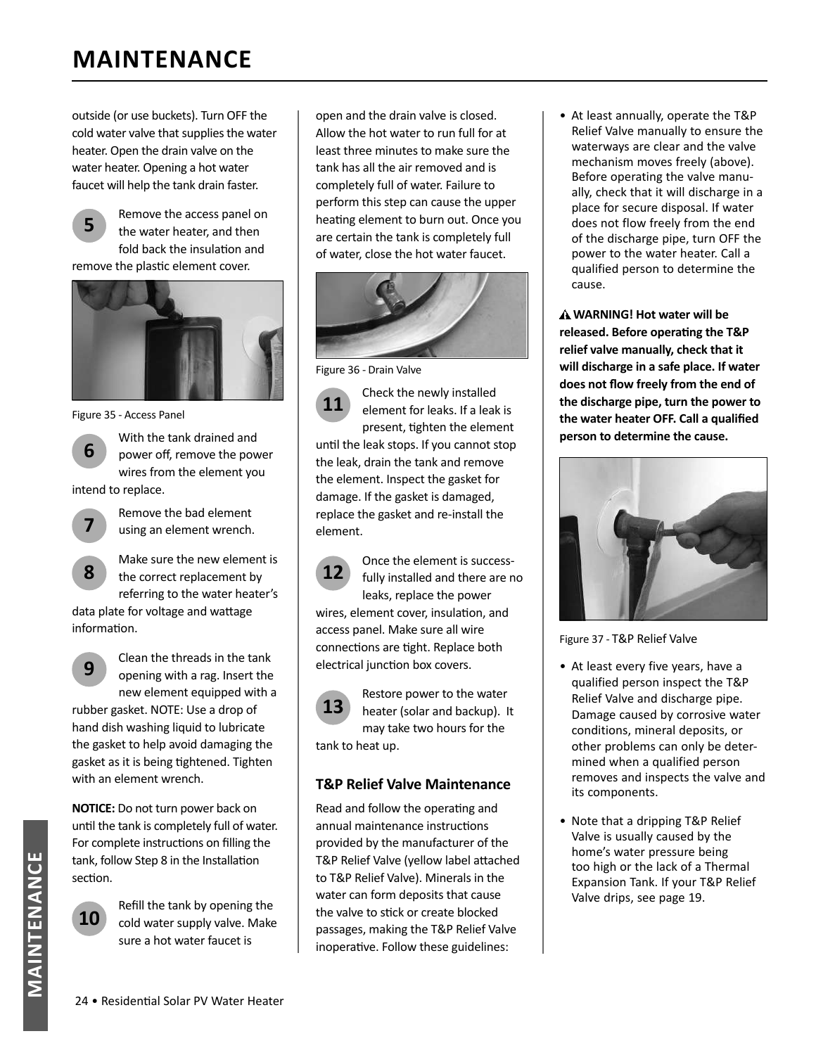# MAINTENANCE

outside (or use buckets). Turn OFF the cold water valve that supplies the water heater. Open the drain valve on the water heater. Opening a hot water faucet will help the tank drain faster.

**5** Remove the access panel on the water heater, and then fold back the insulation and remove the plastic element cover.

Figure 35 - Access Panel

**6** With the tank drained and power off, remove the power wires from the element you intend to replace.

**7** Remove the bad element using an element wrench.

**8** Make sure the new element is the correct replacement by referring to the water heater's data plate for voltage and wattage information.

**9** Clean the threads in the tank opening with a rag. Insert the new element equipped with a rubber gasket. NOTE: Use a drop of hand dish washing liquid to lubricate the gasket to help avoid damaging the gasket as it is being tightened. Tighten with an element wrench.

**NOTICE:** Do not turn power back on until the tank is completely full of water. For complete instructions on filling the tank, follow Step 8 in the Installation section.

**10** Refill the tank by opening the cold water supply valve. Make sure a hot water faucet is open and the drain valve is closed. Allow the hot water to run full for at least three minutes to make sure the tank has all the air removed and is completely full of water. Failure to perform this step can cause the upper heating element to burn out. Once you are certain the tank is completely full of water, close the hot water faucet.

Figure 36 - Drain Valve

**11** Check the newly installed element for leaks. If a leak is present, tighten the element until the leak stops. If you cannot stop the leak, drain the tank and remove the element. Inspect the gasket for damage. If the gasket is damaged, replace the gasket and re-install the element.

**12** Once the element is successfully installed and there are no leaks, replace the power wires, element cover, insulation, and access panel. Make sure all wire connections are tight. Replace both electrical junction box covers.

**13** Restore power to the water heater (solar and backup). It may take two hours for the tank to heat up.

### T&P Relief Valve Maintenance

Read and follow the operating and annual maintenance instructions provided by the manufacturer of the T&P Relief Valve (yellow label attached to T&P Relief Valve). Minerals in the water can form deposits that cause the valve to stick or create blocked passages, making the T&P Relief Valve inoperative. Follow these guidelines:

- At least annually, operate the T&P Relief Valve manually to ensure the waterways are clear and the valve mechanism moves freely (above). Before operating the valve manually, check that it will discharge in a place for secure disposal. If water does not flow freely from the end of the discharge pipe, turn OFF the power to the water heater. Call a qualified person to determine the cause.

**⚠ WARNING! Hot water will be released. Before operating the T&P relief valve manually, check that it will discharge in a safe place. If water does not flow freely from the end of the discharge pipe, turn the power to the water heater OFF. Call a qualified person to determine the cause.**

Figure 37 - T&P Relief Valve

- At least every five years, have a qualified person inspect the T&P Relief Valve and discharge pipe. Damage caused by corrosive water conditions, mineral deposits, or other problems can only be determined when a qualified person removes and inspects the valve and its components.
- Note that a dripping T&P Relief Valve is usually caused by the home's water pressure being too high or the lack of a Thermal Expansion Tank. If your T&P Relief Valve drips, see page 19.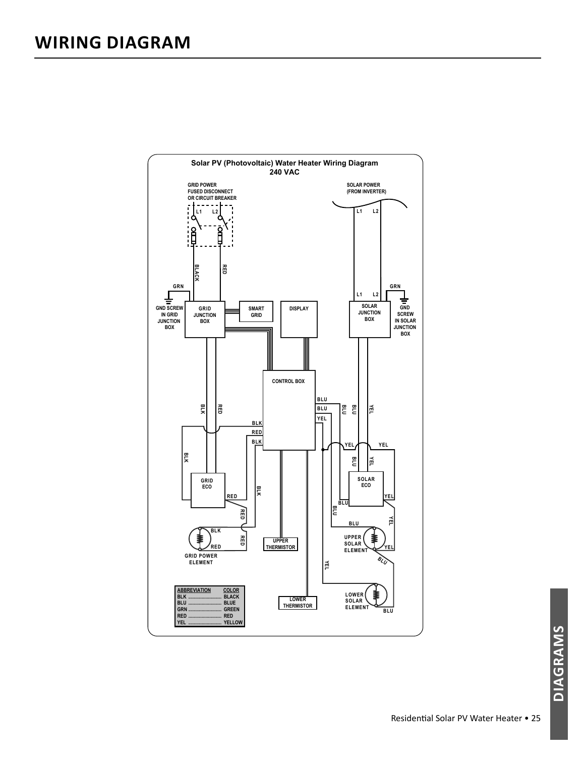# WIRING DIAGRAM

**Solar PV (Photovoltaic) Water Heater Wiring Diagram**
**240 VAC**

GRID POWER FUSED DISCONNECT OR CIRCUIT BREAKER

SOLAR POWER (FROM INVERTER)

L1 L2

GRN

GND SCREW IN GRID JUNCTION BOX

GRID JUNCTION BOX

SMART GRID

DISPLAY

SOLAR JUNCTION BOX

GND SCREW IN SOLAR JUNCTION BOX

CONTROL BOX

GRID ECO

SOLAR ECO

GRID POWER ELEMENT

UPPER THERMISTOR

LOWER THERMISTOR

UPPER SOLAR ELEMENT

LOWER SOLAR ELEMENT

BLACK RED BLK BLU GRN YEL

| ABBREVIATION | COLOR |
|---|---|
| BLK | BLACK |
| BLU | BLUE |
| GRN | GREEN |
| RED | RED |
| YEL | YELLOW |

DIAGRAMS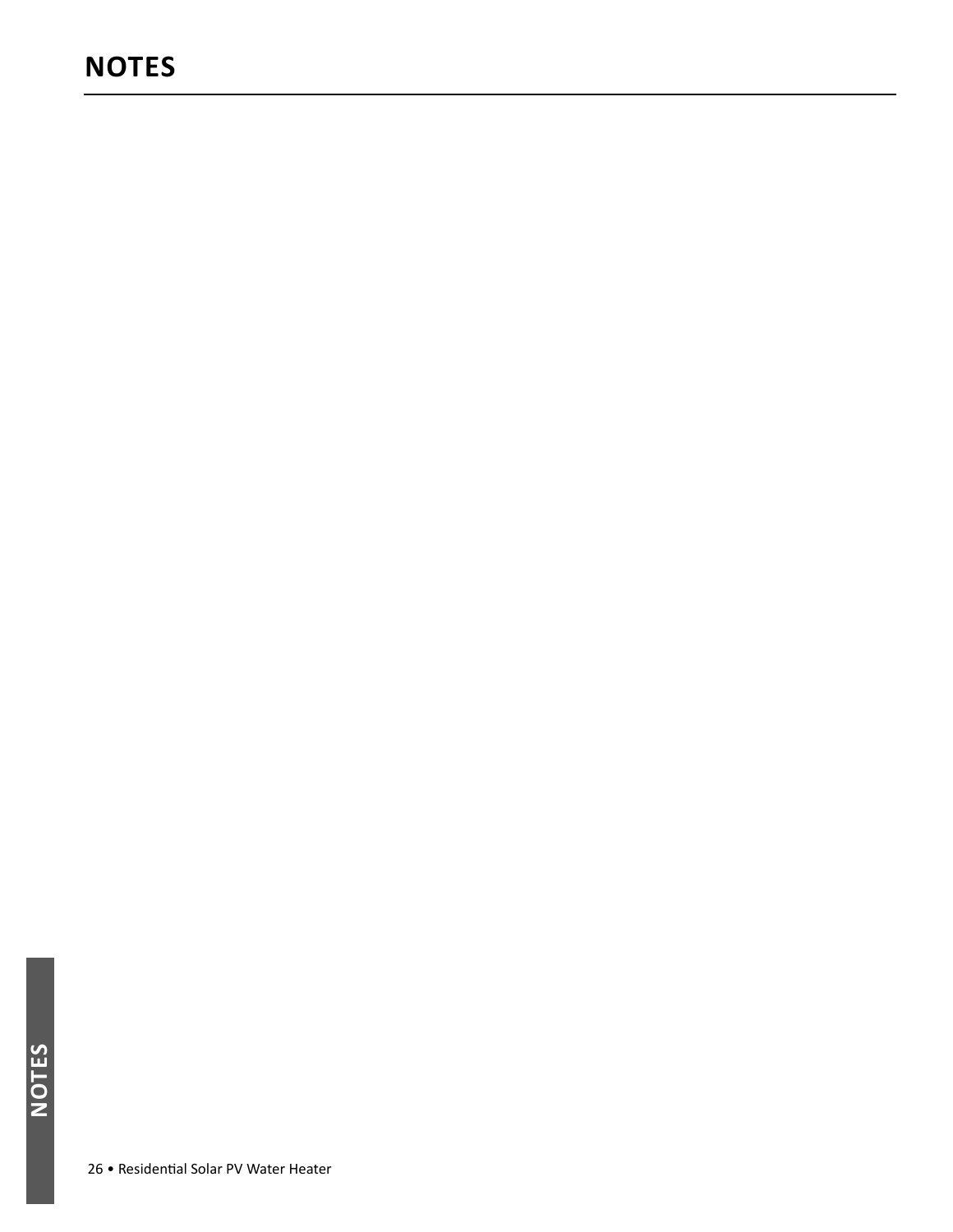# NOTES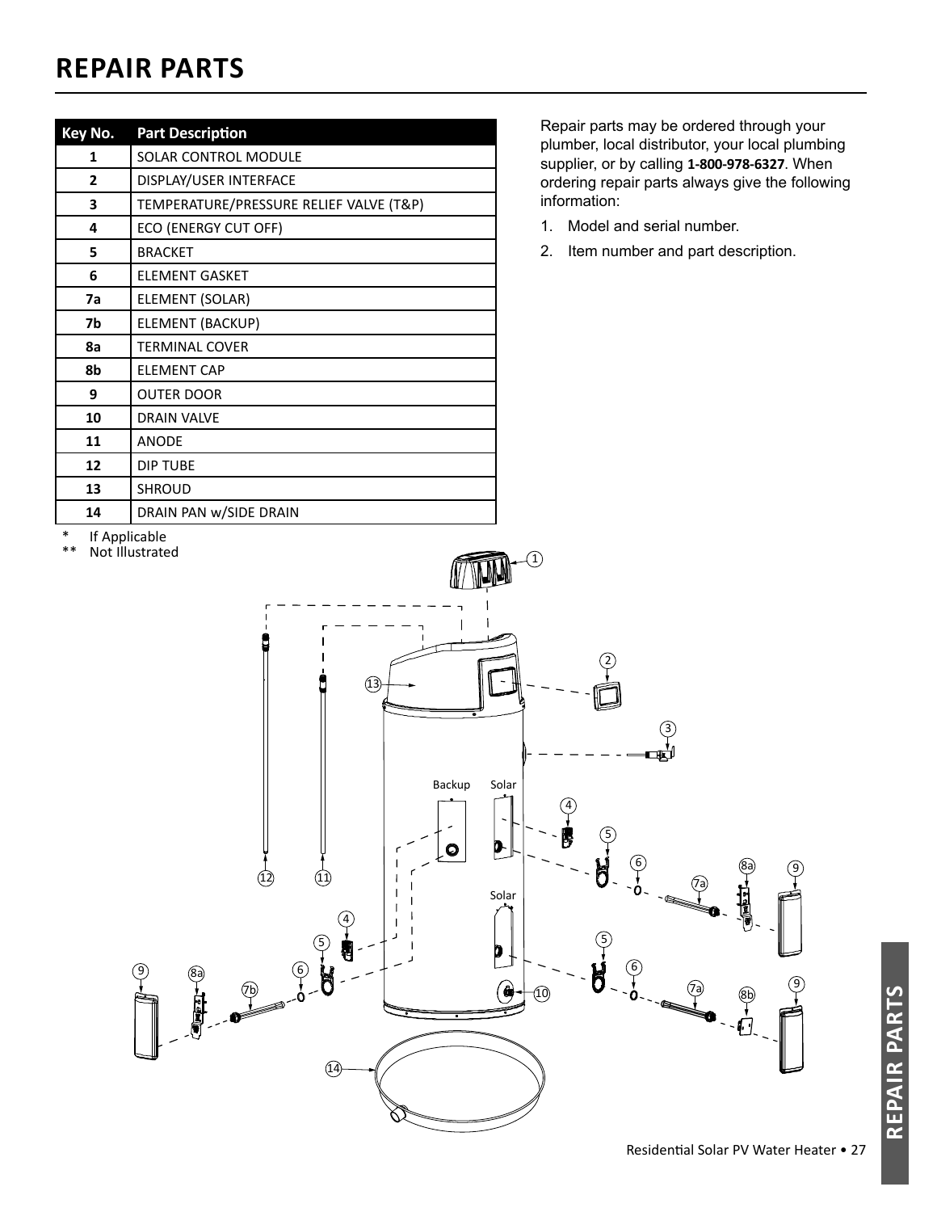# REPAIR PARTS

| Key No. | Part Description |
| --- | --- |
| 1 | SOLAR CONTROL MODULE |
| 2 | DISPLAY/USER INTERFACE |
| 3 | TEMPERATURE/PRESSURE RELIEF VALVE (T&P) |
| 4 | ECO (ENERGY CUT OFF) |
| 5 | BRACKET |
| 6 | ELEMENT GASKET |
| 7a | ELEMENT (SOLAR) |
| 7b | ELEMENT (BACKUP) |
| 8a | TERMINAL COVER |
| 8b | ELEMENT CAP |
| 9 | OUTER DOOR |
| 10 | DRAIN VALVE |
| 11 | ANODE |
| 12 | DIP TUBE |
| 13 | SHROUD |
| 14 | DRAIN PAN w/SIDE DRAIN |

\* If Applicable
\*\* Not Illustrated

Repair parts may be ordered through your plumber, local distributor, your local plumbing supplier, or by calling **1-800-978-6327**. When ordering repair parts always give the following information:

1. Model and serial number.
2. Item number and part description.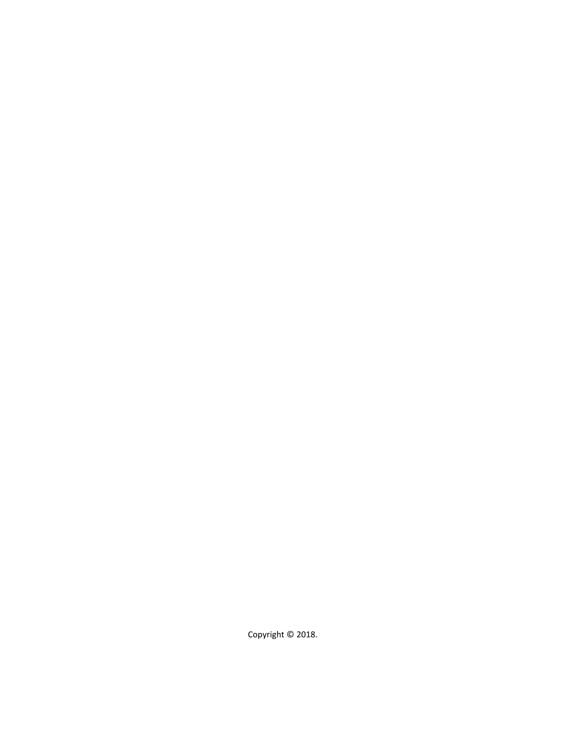Copyright © 2018.